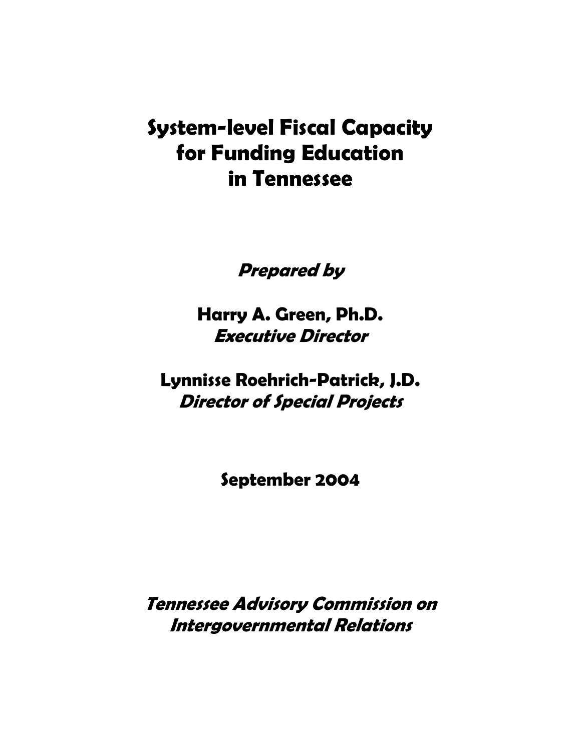# System-level Fiscal Capacity for Funding Education in Tennessee

***Prepared by***

**Harry A. Green, Ph.D.**
***Executive Director***

**Lynnisse Roehrich-Patrick, J.D.**
***Director of Special Projects***

**September 2004**

***Tennessee Advisory Commission on Intergovernmental Relations***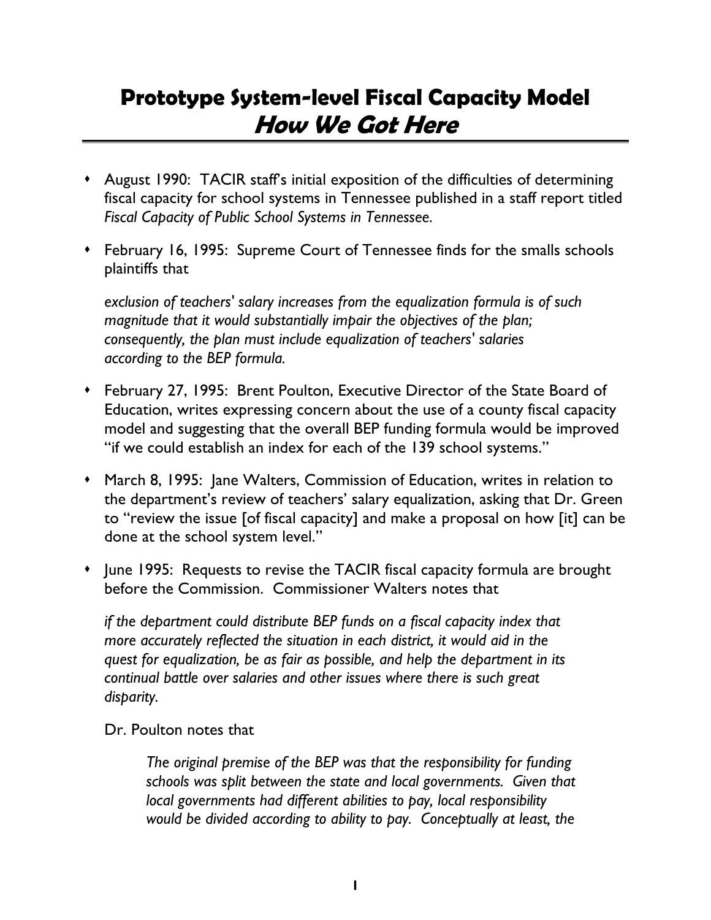# Prototype System-level Fiscal Capacity Model
## *How We Got Here*

- August 1990: TACIR staff's initial exposition of the difficulties of determining fiscal capacity for school systems in Tennessee published in a staff report titled *Fiscal Capacity of Public School Systems in Tennessee*.

- February 16, 1995: Supreme Court of Tennessee finds for the smalls schools plaintiffs that

  *exclusion of teachers' salary increases from the equalization formula is of such magnitude that it would substantially impair the objectives of the plan; consequently, the plan must include equalization of teachers' salaries according to the BEP formula.*

- February 27, 1995: Brent Poulton, Executive Director of the State Board of Education, writes expressing concern about the use of a county fiscal capacity model and suggesting that the overall BEP funding formula would be improved "if we could establish an index for each of the 139 school systems."

- March 8, 1995: Jane Walters, Commission of Education, writes in relation to the department's review of teachers' salary equalization, asking that Dr. Green to "review the issue [of fiscal capacity] and make a proposal on how [it] can be done at the school system level."

- June 1995: Requests to revise the TACIR fiscal capacity formula are brought before the Commission. Commissioner Walters notes that

  *if the department could distribute BEP funds on a fiscal capacity index that more accurately reflected the situation in each district, it would aid in the quest for equalization, be as fair as possible, and help the department in its continual battle over salaries and other issues where there is such great disparity.*

  Dr. Poulton notes that

  > *The original premise of the BEP was that the responsibility for funding schools was split between the state and local governments. Given that local governments had different abilities to pay, local responsibility would be divided according to ability to pay. Conceptually at least, the*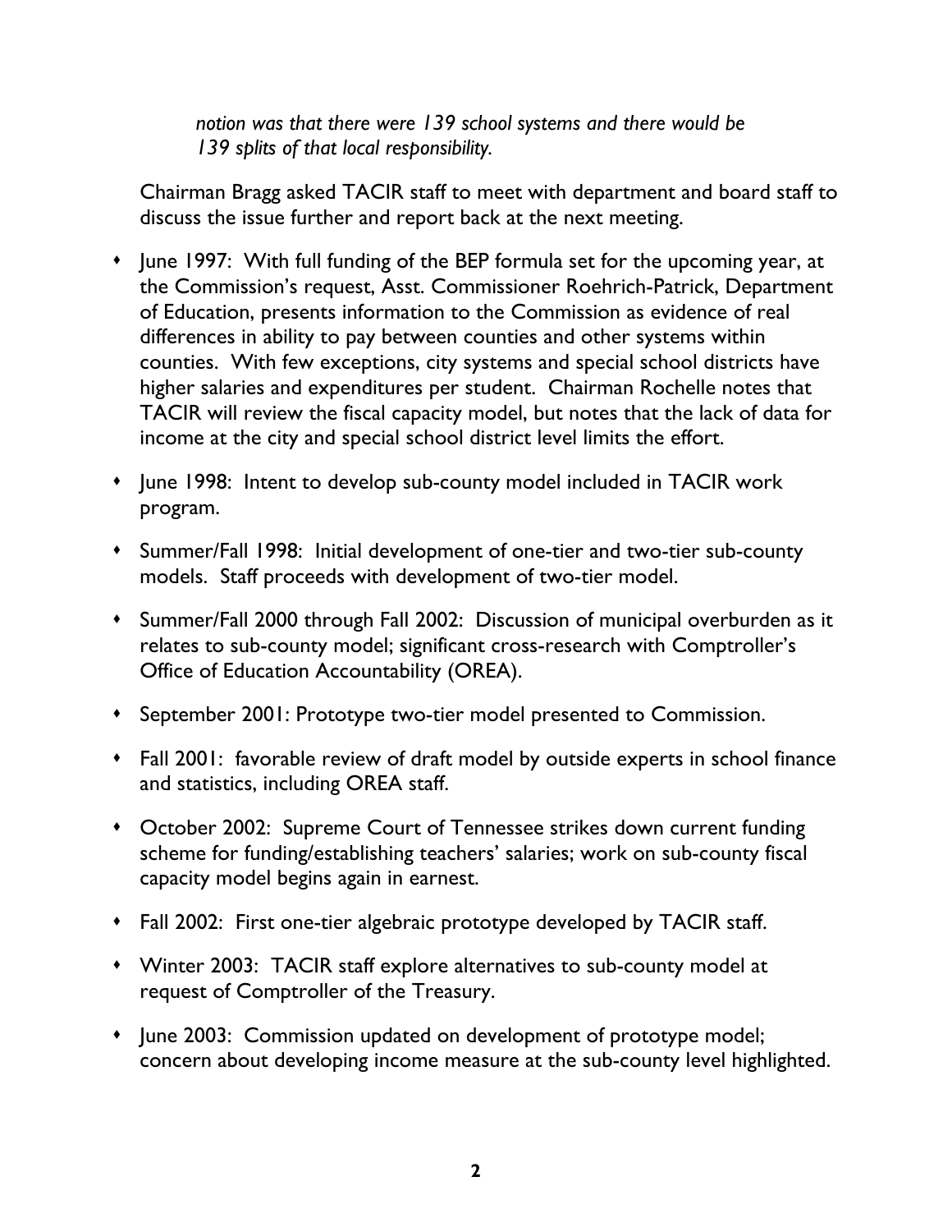*notion was that there were 139 school systems and there would be 139 splits of that local responsibility.*

Chairman Bragg asked TACIR staff to meet with department and board staff to discuss the issue further and report back at the next meeting.

- June 1997: With full funding of the BEP formula set for the upcoming year, at the Commission's request, Asst. Commissioner Roehrich-Patrick, Department of Education, presents information to the Commission as evidence of real differences in ability to pay between counties and other systems within counties. With few exceptions, city systems and special school districts have higher salaries and expenditures per student. Chairman Rochelle notes that TACIR will review the fiscal capacity model, but notes that the lack of data for income at the city and special school district level limits the effort.
- June 1998: Intent to develop sub-county model included in TACIR work program.
- Summer/Fall 1998: Initial development of one-tier and two-tier sub-county models. Staff proceeds with development of two-tier model.
- Summer/Fall 2000 through Fall 2002: Discussion of municipal overburden as it relates to sub-county model; significant cross-research with Comptroller's Office of Education Accountability (OREA).
- September 2001: Prototype two-tier model presented to Commission.
- Fall 2001: favorable review of draft model by outside experts in school finance and statistics, including OREA staff.
- October 2002: Supreme Court of Tennessee strikes down current funding scheme for funding/establishing teachers' salaries; work on sub-county fiscal capacity model begins again in earnest.
- Fall 2002: First one-tier algebraic prototype developed by TACIR staff.
- Winter 2003: TACIR staff explore alternatives to sub-county model at request of Comptroller of the Treasury.
- June 2003: Commission updated on development of prototype model; concern about developing income measure at the sub-county level highlighted.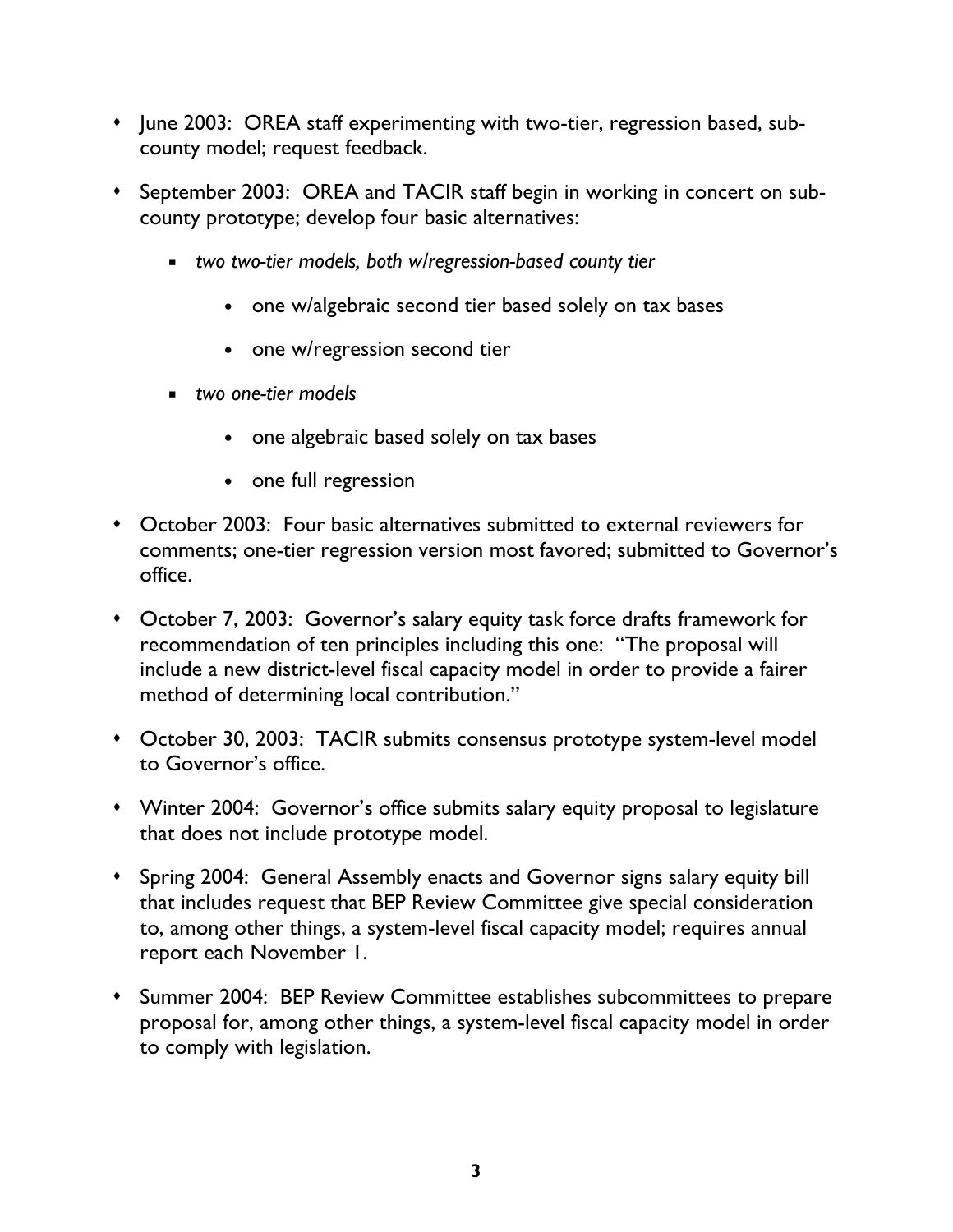- June 2003: OREA staff experimenting with two-tier, regression based, sub-county model; request feedback.
- September 2003: OREA and TACIR staff begin in working in concert on sub-county prototype; develop four basic alternatives:
  - *two two-tier models, both w/regression-based county tier*
    - one w/algebraic second tier based solely on tax bases
    - one w/regression second tier
  - *two one-tier models*
    - one algebraic based solely on tax bases
    - one full regression
- October 2003: Four basic alternatives submitted to external reviewers for comments; one-tier regression version most favored; submitted to Governor's office.
- October 7, 2003: Governor's salary equity task force drafts framework for recommendation of ten principles including this one: "The proposal will include a new district-level fiscal capacity model in order to provide a fairer method of determining local contribution."
- October 30, 2003: TACIR submits consensus prototype system-level model to Governor's office.
- Winter 2004: Governor's office submits salary equity proposal to legislature that does not include prototype model.
- Spring 2004: General Assembly enacts and Governor signs salary equity bill that includes request that BEP Review Committee give special consideration to, among other things, a system-level fiscal capacity model; requires annual report each November 1.
- Summer 2004: BEP Review Committee establishes subcommittees to prepare proposal for, among other things, a system-level fiscal capacity model in order to comply with legislation.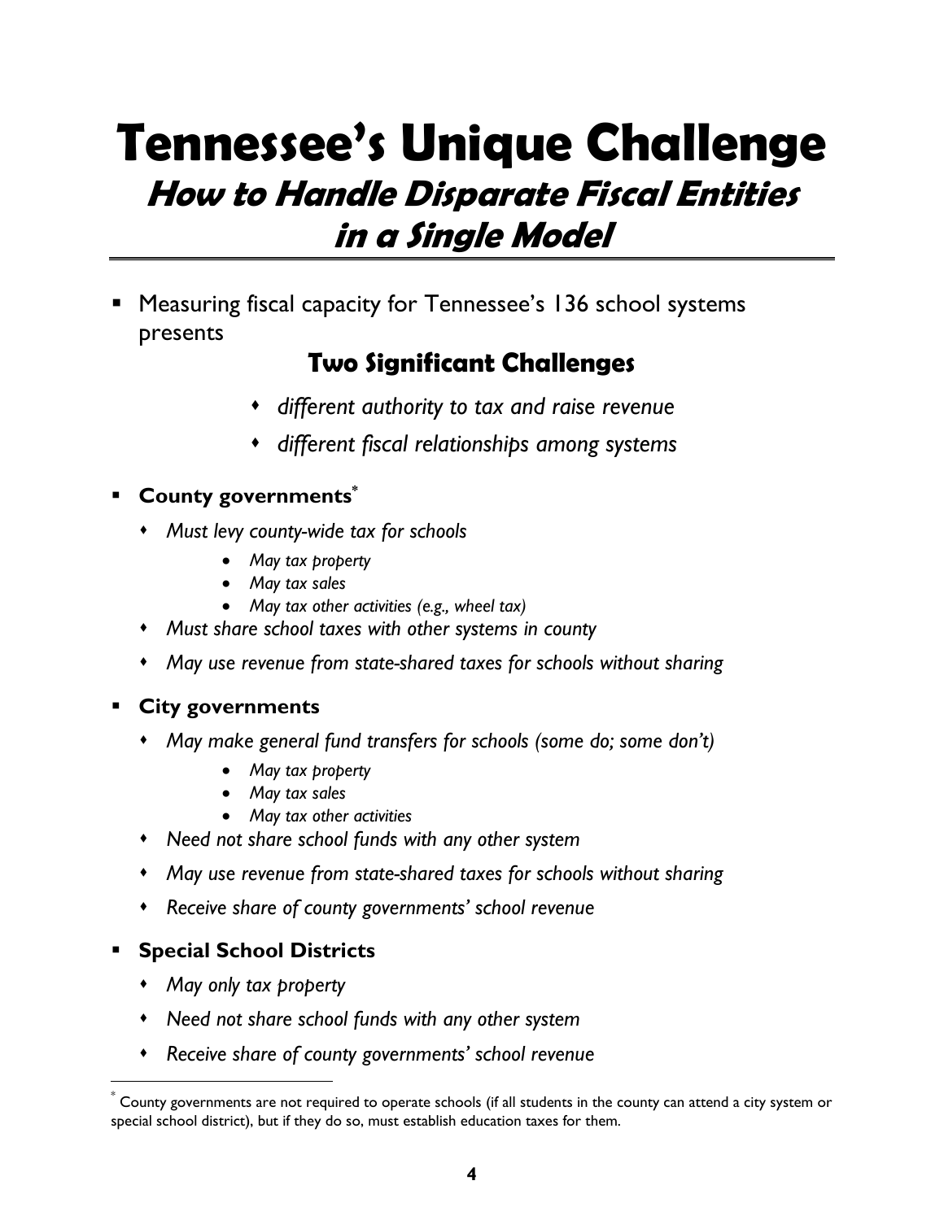# Tennessee's Unique Challenge

## *How to Handle Disparate Fiscal Entities in a Single Model*

- Measuring fiscal capacity for Tennessee's 136 school systems presents

### Two Significant Challenges

- *different authority to tax and raise revenue*
- *different fiscal relationships among systems*

- **County governments**[*]
  - *Must levy county-wide tax for schools*
    - *May tax property*
    - *May tax sales*
    - *May tax other activities (e.g., wheel tax)*
  - *Must share school taxes with other systems in county*
  - *May use revenue from state-shared taxes for schools without sharing*

- **City governments**
  - *May make general fund transfers for schools (some do; some don't)*
    - *May tax property*
    - *May tax sales*
    - *May tax other activities*
  - *Need not share school funds with any other system*
  - *May use revenue from state-shared taxes for schools without sharing*
  - *Receive share of county governments' school revenue*

- **Special School Districts**
  - *May only tax property*
  - *Need not share school funds with any other system*
  - *Receive share of county governments' school revenue*

---

[*] County governments are not required to operate schools (if all students in the county can attend a city system or special school district), but if they do so, must establish education taxes for them.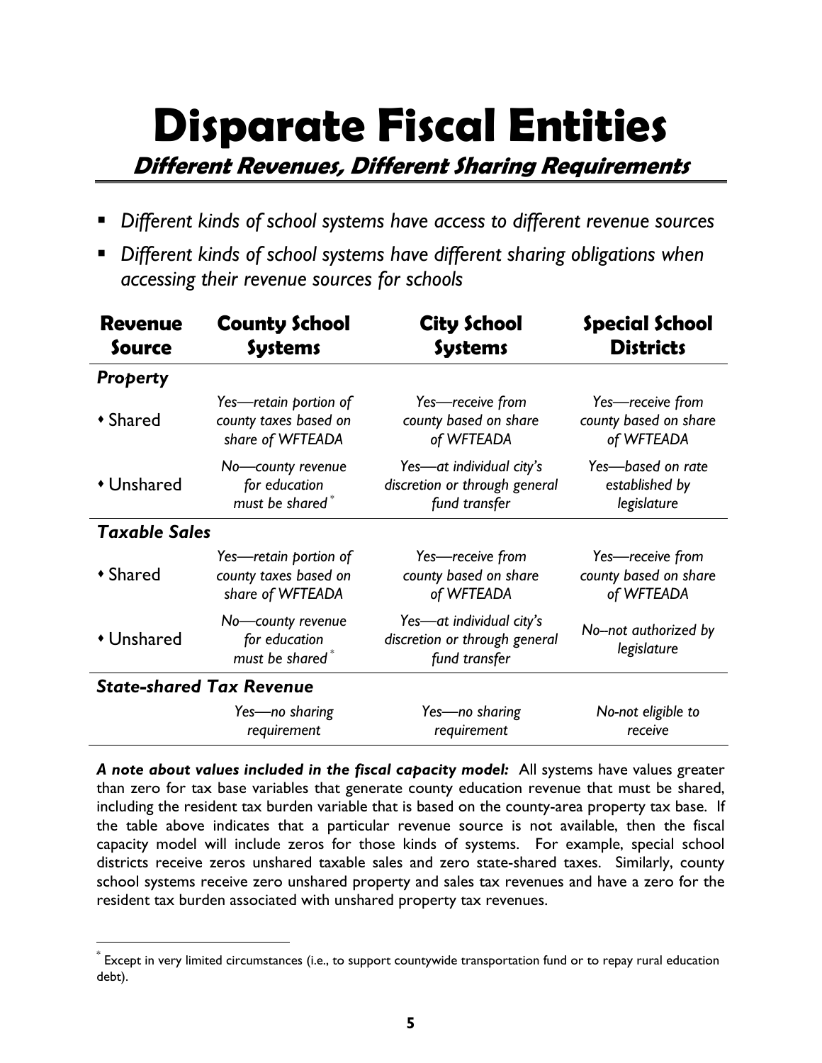# Disparate Fiscal Entities

## *Different Revenues, Different Sharing Requirements*

- *Different kinds of school systems have access to different revenue sources*
- *Different kinds of school systems have different sharing obligations when accessing their revenue sources for schools*

| Revenue Source | County School Systems | City School Systems | Special School Districts |
|---|---|---|---|
| ***Property*** | | | |
| • Shared | *Yes—retain portion of county taxes based on share of WFTEADA* | *Yes—receive from county based on share of WFTEADA* | *Yes—receive from county based on share of WFTEADA* |
| • Unshared | *No—county revenue for education must be shared*[*] | *Yes—at individual city's discretion or through general fund transfer* | *Yes—based on rate established by legislature* |
| ***Taxable Sales*** | | | |
| • Shared | *Yes—retain portion of county taxes based on share of WFTEADA* | *Yes—receive from county based on share of WFTEADA* | *Yes—receive from county based on share of WFTEADA* |
| • Unshared | *No—county revenue for education must be shared*[*] | *Yes—at individual city's discretion or through general fund transfer* | *No–not authorized by legislature* |
| ***State-shared Tax Revenue*** | | | |
| | *Yes—no sharing requirement* | *Yes—no sharing requirement* | *No-not eligible to receive* |

***A note about values included in the fiscal capacity model:*** All systems have values greater than zero for tax base variables that generate county education revenue that must be shared, including the resident tax burden variable that is based on the county-area property tax base. If the table above indicates that a particular revenue source is not available, then the fiscal capacity model will include zeros for those kinds of systems. For example, special school districts receive zeros unshared taxable sales and zero state-shared taxes. Similarly, county school systems receive zero unshared property and sales tax revenues and have a zero for the resident tax burden associated with unshared property tax revenues.

[*] Except in very limited circumstances (i.e., to support countywide transportation fund or to repay rural education debt).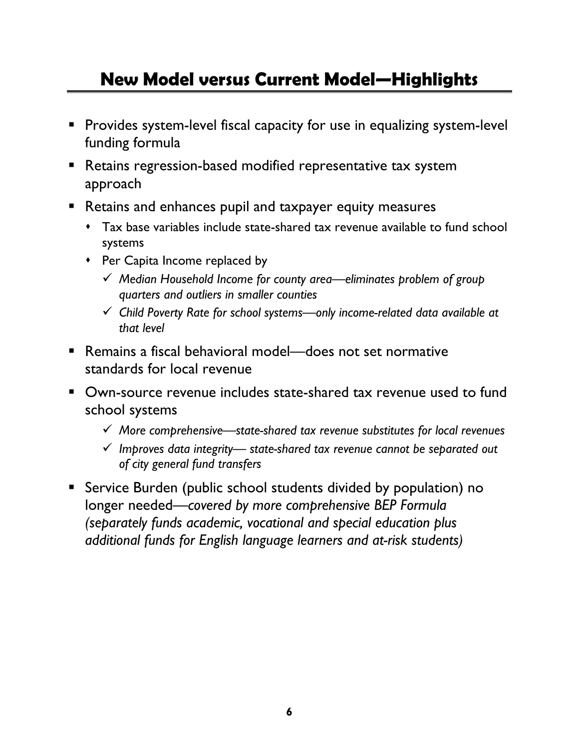## New Model versus Current Model—Highlights

- Provides system-level fiscal capacity for use in equalizing system-level funding formula
- Retains regression-based modified representative tax system approach
- Retains and enhances pupil and taxpayer equity measures
  - Tax base variables include state-shared tax revenue available to fund school systems
  - Per Capita Income replaced by
    - ✓ *Median Household Income for county area—eliminates problem of group quarters and outliers in smaller counties*
    - ✓ *Child Poverty Rate for school systems—only income-related data available at that level*
- Remains a fiscal behavioral model—does not set normative standards for local revenue
- Own-source revenue includes state-shared tax revenue used to fund school systems
  - ✓ *More comprehensive—state-shared tax revenue substitutes for local revenues*
  - ✓ *Improves data integrity— state-shared tax revenue cannot be separated out of city general fund transfers*
- Service Burden (public school students divided by population) no longer needed—*covered by more comprehensive BEP Formula (separately funds academic, vocational and special education plus additional funds for English language learners and at-risk students)*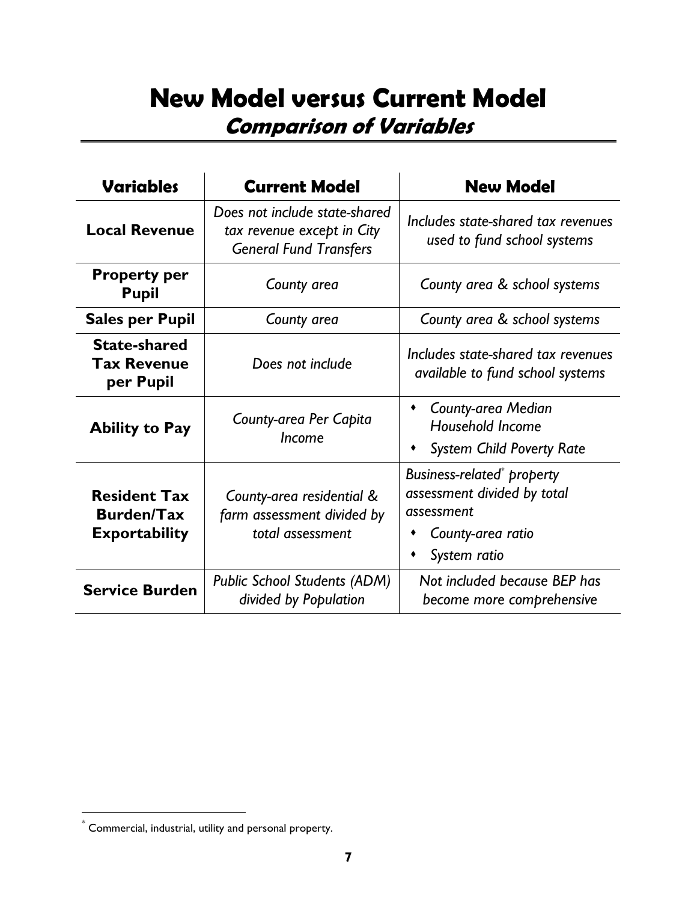# New Model versus Current Model

## *Comparison of Variables*

| Variables | Current Model | New Model |
|---|---|---|
| **Local Revenue** | *Does not include state-shared tax revenue except in City General Fund Transfers* | *Includes state-shared tax revenues used to fund school systems* |
| **Property per Pupil** | *County area* | *County area & school systems* |
| **Sales per Pupil** | *County area* | *County area & school systems* |
| **State-shared Tax Revenue per Pupil** | *Does not include* | *Includes state-shared tax revenues available to fund school systems* |
| **Ability to Pay** | *County-area Per Capita Income* | • *County-area Median Household Income*<br>• *System Child Poverty Rate* |
| **Resident Tax Burden/Tax Exportability** | *County-area residential & farm assessment divided by total assessment* | *Business-related\* property assessment divided by total assessment*<br>• *County-area ratio*<br>• *System ratio* |
| **Service Burden** | *Public School Students (ADM) divided by Population* | *Not included because BEP has become more comprehensive* |

\* Commercial, industrial, utility and personal property.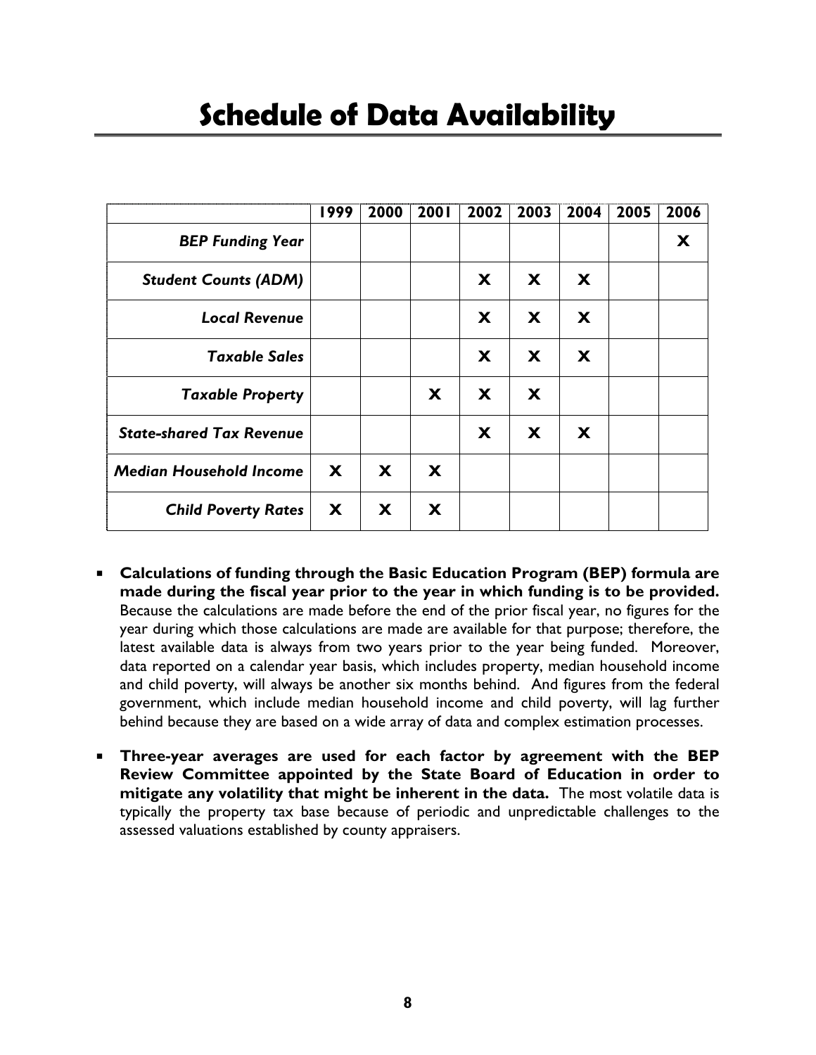# Schedule of Data Availability

| | 1999 | 2000 | 2001 | 2002 | 2003 | 2004 | 2005 | 2006 |
|---|---|---|---|---|---|---|---|---|
| ***BEP Funding Year*** | | | | | | | | **X** |
| ***Student Counts (ADM)*** | | | | **X** | **X** | **X** | | |
| ***Local Revenue*** | | | | **X** | **X** | **X** | | |
| ***Taxable Sales*** | | | | **X** | **X** | **X** | | |
| ***Taxable Property*** | | | **X** | **X** | **X** | | | |
| ***State-shared Tax Revenue*** | | | | **X** | **X** | **X** | | |
| ***Median Household Income*** | **X** | **X** | **X** | | | | | |
| ***Child Poverty Rates*** | **X** | **X** | **X** | | | | | |

- **Calculations of funding through the Basic Education Program (BEP) formula are made during the fiscal year prior to the year in which funding is to be provided.** Because the calculations are made before the end of the prior fiscal year, no figures for the year during which those calculations are made are available for that purpose; therefore, the latest available data is always from two years prior to the year being funded. Moreover, data reported on a calendar year basis, which includes property, median household income and child poverty, will always be another six months behind. And figures from the federal government, which include median household income and child poverty, will lag further behind because they are based on a wide array of data and complex estimation processes.

- **Three-year averages are used for each factor by agreement with the BEP Review Committee appointed by the State Board of Education in order to mitigate any volatility that might be inherent in the data.** The most volatile data is typically the property tax base because of periodic and unpredictable challenges to the assessed valuations established by county appraisers.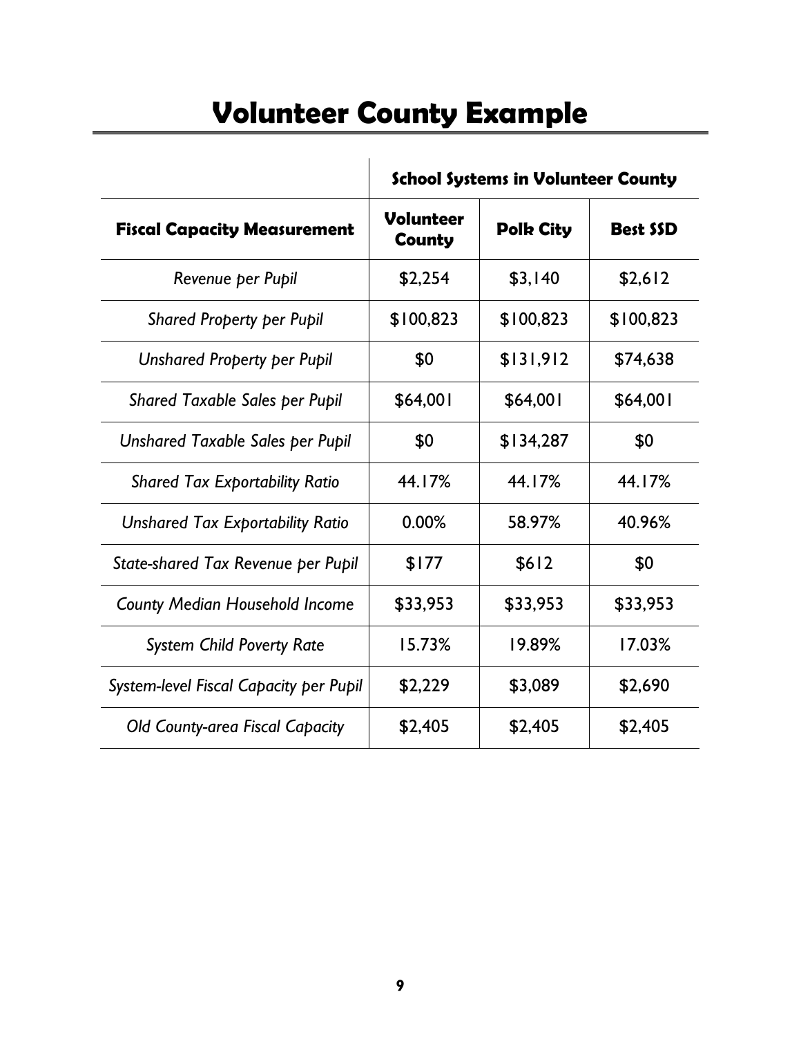# Volunteer County Example

| | School Systems in Volunteer County | | |
|---|---|---|---|
| **Fiscal Capacity Measurement** | **Volunteer County** | **Polk City** | **Best SSD** |
| *Revenue per Pupil* | $2,254 | $3,140 | $2,612 |
| *Shared Property per Pupil* | $100,823 | $100,823 | $100,823 |
| *Unshared Property per Pupil* | $0 | $131,912 | $74,638 |
| *Shared Taxable Sales per Pupil* | $64,001 | $64,001 | $64,001 |
| *Unshared Taxable Sales per Pupil* | $0 | $134,287 | $0 |
| *Shared Tax Exportability Ratio* | 44.17% | 44.17% | 44.17% |
| *Unshared Tax Exportability Ratio* | 0.00% | 58.97% | 40.96% |
| *State-shared Tax Revenue per Pupil* | $177 | $612 | $0 |
| *County Median Household Income* | $33,953 | $33,953 | $33,953 |
| *System Child Poverty Rate* | 15.73% | 19.89% | 17.03% |
| *System-level Fiscal Capacity per Pupil* | $2,229 | $3,089 | $2,690 |
| *Old County-area Fiscal Capacity* | $2,405 | $2,405 | $2,405 |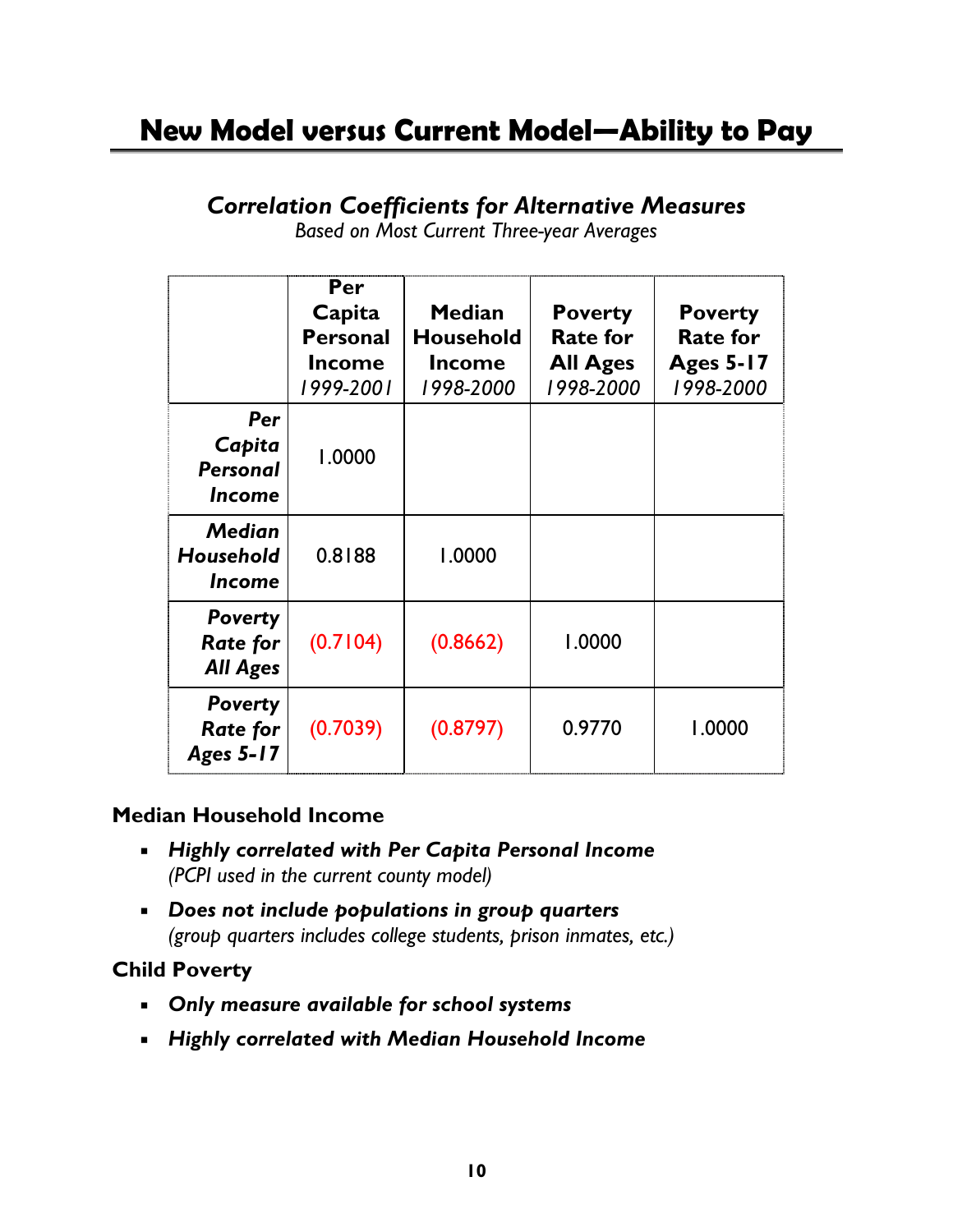# New Model versus Current Model—Ability to Pay

### *Correlation Coefficients for Alternative Measures*

*Based on Most Current Three-year Averages*

| | **Per Capita Personal Income** *1999-2001* | **Median Household Income** *1998-2000* | **Poverty Rate for All Ages** *1998-2000* | **Poverty Rate for Ages 5-17** *1998-2000* |
|---|---|---|---|---|
| ***Per Capita Personal Income*** | 1.0000 | | | |
| ***Median Household Income*** | 0.8188 | 1.0000 | | |
| ***Poverty Rate for All Ages*** | (0.7104) | (0.8662) | 1.0000 | |
| ***Poverty Rate for Ages 5-17*** | (0.7039) | (0.8797) | 0.9770 | 1.0000 |

**Median Household Income**

- ***Highly correlated with Per Capita Personal Income***
  *(PCPI used in the current county model)*
- ***Does not include populations in group quarters***
  *(group quarters includes college students, prison inmates, etc.)*

**Child Poverty**

- ***Only measure available for school systems***
- ***Highly correlated with Median Household Income***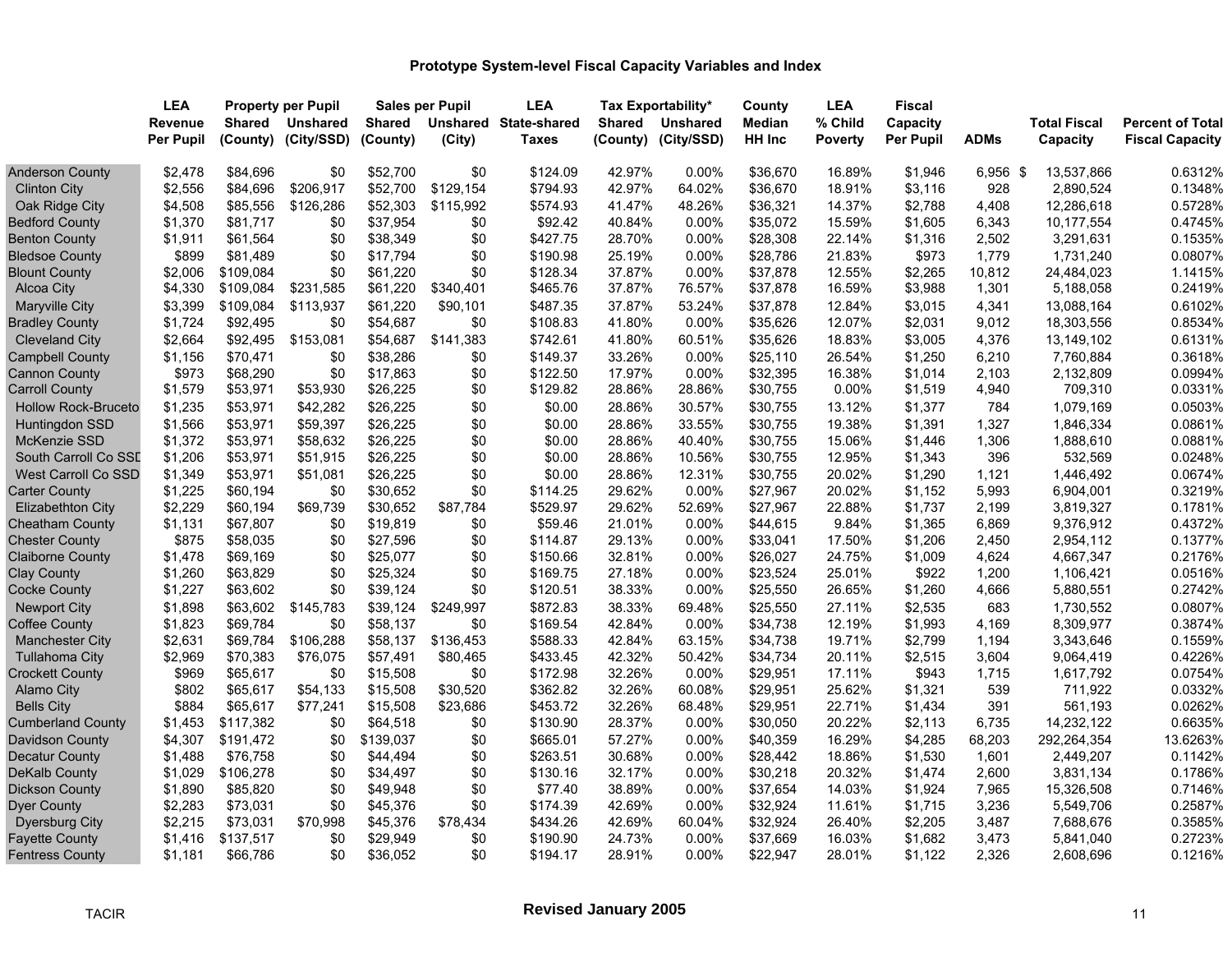## Prototype System-level Fiscal Capacity Variables and Index

| | LEA Revenue Per Pupil | Property per Pupil Shared (County) | Property per Pupil Unshared (City/SSD) | Sales per Pupil Shared (County) | Sales per Pupil Unshared (City) | LEA State-shared Taxes | Tax Exportability* Shared (County) | Tax Exportability* Unshared (City/SSD) | County Median HH Inc | LEA % Child Poverty | Fiscal Capacity Per Pupil | ADMs | Total Fiscal Capacity | Percent of Total Fiscal Capacity |
|---|---|---|---|---|---|---|---|---|---|---|---|---|---|---|
| Anderson County | $2,478 | $84,696 | $0 | $52,700 | $0 | $124.09 | 42.97% | 0.00% | $36,670 | 16.89% | $1,946 | 6,956 | $ 13,537,866 | 0.6312% |
| Clinton City | $2,556 | $84,696 | $206,917 | $52,700 | $129,154 | $794.93 | 42.97% | 64.02% | $36,670 | 18.91% | $3,116 | 928 | 2,890,524 | 0.1348% |
| Oak Ridge City | $4,508 | $85,556 | $126,286 | $52,303 | $115,992 | $574.93 | 41.47% | 48.26% | $36,321 | 14.37% | $2,788 | 4,408 | 12,286,618 | 0.5728% |
| Bedford County | $1,370 | $81,717 | $0 | $37,954 | $0 | $92.42 | 40.84% | 0.00% | $35,072 | 15.59% | $1,605 | 6,343 | 10,177,554 | 0.4745% |
| Benton County | $1,911 | $61,564 | $0 | $38,349 | $0 | $427.75 | 28.70% | 0.00% | $28,308 | 22.14% | $1,316 | 2,502 | 3,291,631 | 0.1535% |
| Bledsoe County | $899 | $81,489 | $0 | $17,794 | $0 | $190.98 | 25.19% | 0.00% | $28,786 | 21.83% | $973 | 1,779 | 1,731,240 | 0.0807% |
| Blount County | $2,006 | $109,084 | $0 | $61,220 | $0 | $128.34 | 37.87% | 0.00% | $37,878 | 12.55% | $2,265 | 10,812 | 24,484,023 | 1.1415% |
| Alcoa City | $4,330 | $109,084 | $231,585 | $61,220 | $340,401 | $465.76 | 37.87% | 76.57% | $37,878 | 16.59% | $3,988 | 1,301 | 5,188,058 | 0.2419% |
| Maryville City | $3,399 | $109,084 | $113,937 | $61,220 | $90,101 | $487.35 | 37.87% | 53.24% | $37,878 | 12.84% | $3,015 | 4,341 | 13,088,164 | 0.6102% |
| Bradley County | $1,724 | $92,495 | $0 | $54,687 | $0 | $108.83 | 41.80% | 0.00% | $35,626 | 12.07% | $2,031 | 9,012 | 18,303,556 | 0.8534% |
| Cleveland City | $2,664 | $92,495 | $153,081 | $54,687 | $141,383 | $742.61 | 41.80% | 60.51% | $35,626 | 18.83% | $3,005 | 4,376 | 13,149,102 | 0.6131% |
| Campbell County | $1,156 | $70,471 | $0 | $38,286 | $0 | $149.37 | 33.26% | 0.00% | $25,110 | 26.54% | $1,250 | 6,210 | 7,760,884 | 0.3618% |
| Cannon County | $973 | $68,290 | $0 | $17,863 | $0 | $122.50 | 17.97% | 0.00% | $32,395 | 16.38% | $1,014 | 2,103 | 2,132,809 | 0.0994% |
| Carroll County | $1,579 | $53,971 | $53,930 | $26,225 | $0 | $129.82 | 28.86% | 28.86% | $30,755 | 0.00% | $1,519 | 4,940 | 709,310 | 0.0331% |
| Hollow Rock-Bruceto | $1,235 | $53,971 | $42,282 | $26,225 | $0 | $0.00 | 28.86% | 30.57% | $30,755 | 13.12% | $1,377 | 784 | 1,079,169 | 0.0503% |
| Huntingdon SSD | $1,566 | $53,971 | $59,397 | $26,225 | $0 | $0.00 | 28.86% | 33.55% | $30,755 | 19.38% | $1,391 | 1,327 | 1,846,334 | 0.0861% |
| McKenzie SSD | $1,372 | $53,971 | $58,632 | $26,225 | $0 | $0.00 | 28.86% | 40.40% | $30,755 | 15.06% | $1,446 | 1,306 | 1,888,610 | 0.0881% |
| South Carroll Co SSD | $1,206 | $53,971 | $51,915 | $26,225 | $0 | $0.00 | 28.86% | 10.56% | $30,755 | 12.95% | $1,343 | 396 | 532,569 | 0.0248% |
| West Carroll Co SSD | $1,349 | $53,971 | $51,081 | $26,225 | $0 | $0.00 | 28.86% | 12.31% | $30,755 | 20.02% | $1,290 | 1,121 | 1,446,492 | 0.0674% |
| Carter County | $1,225 | $60,194 | $0 | $30,652 | $0 | $114.25 | 29.62% | 0.00% | $27,967 | 20.02% | $1,152 | 5,993 | 6,904,001 | 0.3219% |
| Elizabethton City | $2,229 | $60,194 | $69,739 | $30,652 | $87,784 | $529.97 | 29.62% | 52.69% | $27,967 | 22.88% | $1,737 | 2,199 | 3,819,327 | 0.1781% |
| Cheatham County | $1,131 | $67,807 | $0 | $19,819 | $0 | $59.46 | 21.01% | 0.00% | $44,615 | 9.84% | $1,365 | 6,869 | 9,376,912 | 0.4372% |
| Chester County | $875 | $58,035 | $0 | $27,596 | $0 | $114.87 | 29.13% | 0.00% | $33,041 | 17.50% | $1,206 | 2,450 | 2,954,112 | 0.1377% |
| Claiborne County | $1,478 | $69,169 | $0 | $25,077 | $0 | $150.66 | 32.81% | 0.00% | $26,027 | 24.75% | $1,009 | 4,624 | 4,667,347 | 0.2176% |
| Clay County | $1,260 | $63,829 | $0 | $25,324 | $0 | $169.75 | 27.18% | 0.00% | $23,524 | 25.01% | $922 | 1,200 | 1,106,421 | 0.0516% |
| Cocke County | $1,227 | $63,602 | $0 | $39,124 | $0 | $120.51 | 38.33% | 0.00% | $25,550 | 26.65% | $1,260 | 4,666 | 5,880,551 | 0.2742% |
| Newport City | $1,898 | $63,602 | $145,783 | $39,124 | $249,997 | $872.83 | 38.33% | 69.48% | $25,550 | 27.11% | $2,535 | 683 | 1,730,552 | 0.0807% |
| Coffee County | $1,823 | $69,784 | $0 | $58,137 | $0 | $169.54 | 42.84% | 0.00% | $34,738 | 12.19% | $1,993 | 4,169 | 8,309,977 | 0.3874% |
| Manchester City | $2,631 | $69,784 | $106,288 | $58,137 | $136,453 | $588.33 | 42.84% | 63.15% | $34,738 | 19.71% | $2,799 | 1,194 | 3,343,646 | 0.1559% |
| Tullahoma City | $2,969 | $70,383 | $76,075 | $57,491 | $80,465 | $433.45 | 42.32% | 50.42% | $34,734 | 20.11% | $2,515 | 3,604 | 9,064,419 | 0.4226% |
| Crockett County | $969 | $65,617 | $0 | $15,508 | $0 | $172.98 | 32.26% | 0.00% | $29,951 | 17.11% | $943 | 1,715 | 1,617,792 | 0.0754% |
| Alamo City | $802 | $65,617 | $54,133 | $15,508 | $30,520 | $362.82 | 32.26% | 60.08% | $29,951 | 25.62% | $1,321 | 539 | 711,922 | 0.0332% |
| Bells City | $884 | $65,617 | $77,241 | $15,508 | $23,686 | $453.72 | 32.26% | 68.48% | $29,951 | 22.71% | $1,434 | 391 | 561,193 | 0.0262% |
| Cumberland County | $1,453 | $117,382 | $0 | $64,518 | $0 | $130.90 | 28.37% | 0.00% | $30,050 | 20.22% | $2,113 | 6,735 | 14,232,122 | 0.6635% |
| Davidson County | $4,307 | $191,472 | $0 | $139,037 | $0 | $665.01 | 57.27% | 0.00% | $40,359 | 16.29% | $4,285 | 68,203 | 292,264,354 | 13.6263% |
| Decatur County | $1,488 | $76,758 | $0 | $44,494 | $0 | $263.51 | 30.68% | 0.00% | $28,442 | 18.86% | $1,530 | 1,601 | 2,449,207 | 0.1142% |
| DeKalb County | $1,029 | $106,278 | $0 | $34,497 | $0 | $130.16 | 32.17% | 0.00% | $30,218 | 20.32% | $1,474 | 2,600 | 3,831,134 | 0.1786% |
| Dickson County | $1,890 | $85,820 | $0 | $49,948 | $0 | $77.40 | 38.89% | 0.00% | $37,654 | 14.03% | $1,924 | 7,965 | 15,326,508 | 0.7146% |
| Dyer County | $2,283 | $73,031 | $0 | $45,376 | $0 | $174.39 | 42.69% | 0.00% | $32,924 | 11.61% | $1,715 | 3,236 | 5,549,706 | 0.2587% |
| Dyersburg City | $2,215 | $73,031 | $70,998 | $45,376 | $78,434 | $434.26 | 42.69% | 60.04% | $32,924 | 26.40% | $2,205 | 3,487 | 7,688,676 | 0.3585% |
| Fayette County | $1,416 | $137,517 | $0 | $29,949 | $0 | $190.90 | 24.73% | 0.00% | $37,669 | 16.03% | $1,682 | 3,473 | 5,841,040 | 0.2723% |
| Fentress County | $1,181 | $66,786 | $0 | $36,052 | $0 | $194.17 | 28.91% | 0.00% | $22,947 | 28.01% | $1,122 | 2,326 | 2,608,696 | 0.1216% |

TACIR **Revised January 2005**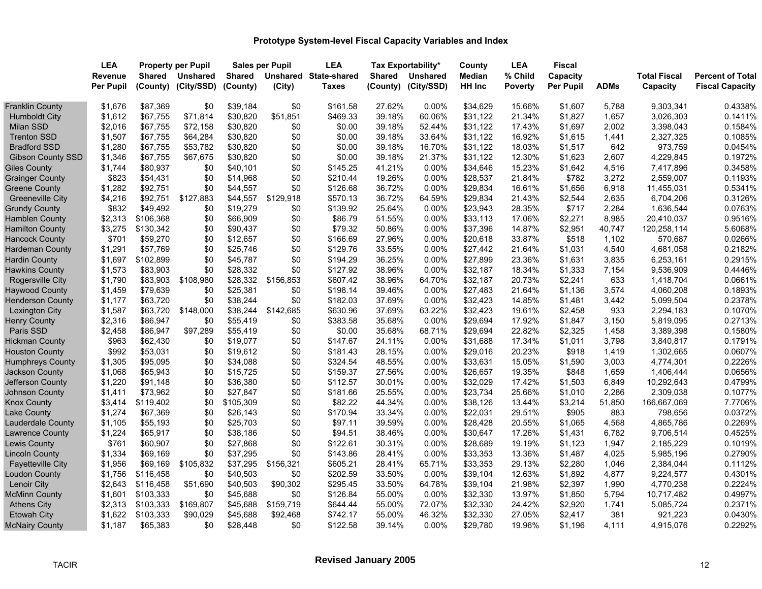## Prototype System-level Fiscal Capacity Variables and Index

| | LEA Revenue Per Pupil | Property per Pupil Shared (County) | Property per Pupil Unshared (City/SSD) | Sales per Pupil Shared (County) | Sales per Pupil Unshared (City) | LEA State-shared Taxes | Tax Exportability* Shared (County) | Tax Exportability* Unshared (City/SSD) | County Median HH Inc | LEA % Child Poverty | Fiscal Capacity Per Pupil | ADMs | Total Fiscal Capacity | Percent of Total Fiscal Capacity |
|---|---|---|---|---|---|---|---|---|---|---|---|---|---|---|
| Franklin County | $1,676 | $87,369 | $0 | $39,184 | $0 | $161.58 | 27.62% | 0.00% | $34,629 | 15.66% | $1,607 | 5,788 | 9,303,341 | 0.4338% |
| Humboldt City | $1,612 | $67,755 | $71,814 | $30,820 | $51,851 | $469.33 | 39.18% | 60.06% | $31,122 | 21.34% | $1,827 | 1,657 | 3,026,303 | 0.1411% |
| Milan SSD | $2,016 | $67,755 | $72,158 | $30,820 | $0 | $0.00 | 39.18% | 52.44% | $31,122 | 17.43% | $1,697 | 2,002 | 3,398,043 | 0.1584% |
| Trenton SSD | $1,507 | $67,755 | $64,284 | $30,820 | $0 | $0.00 | 39.18% | 33.64% | $31,122 | 16.92% | $1,615 | 1,441 | 2,327,325 | 0.1085% |
| Bradford SSD | $1,280 | $67,755 | $53,782 | $30,820 | $0 | $0.00 | 39.18% | 16.70% | $31,122 | 18.03% | $1,517 | 642 | 973,759 | 0.0454% |
| Gibson County SSD | $1,346 | $67,755 | $67,675 | $30,820 | $0 | $0.00 | 39.18% | 21.37% | $31,122 | 12.30% | $1,623 | 2,607 | 4,229,845 | 0.1972% |
| Giles County | $1,744 | $80,937 | $0 | $40,101 | $0 | $145.25 | 41.21% | 0.00% | $34,646 | 15.23% | $1,642 | 4,516 | 7,417,896 | 0.3458% |
| Grainger County | $823 | $54,431 | $0 | $14,968 | $0 | $210.44 | 19.26% | 0.00% | $28,537 | 21.84% | $782 | 3,272 | 2,559,007 | 0.1193% |
| Greene County | $1,282 | $92,751 | $0 | $44,557 | $0 | $126.68 | 36.72% | 0.00% | $29,834 | 16.61% | $1,656 | 6,918 | 11,455,031 | 0.5341% |
| Greeneville City | $4,216 | $92,751 | $127,883 | $44,557 | $129,918 | $570.13 | 36.72% | 64.59% | $29,834 | 21.43% | $2,544 | 2,635 | 6,704,206 | 0.3126% |
| Grundy County | $832 | $49,492 | $0 | $19,279 | $0 | $139.92 | 25.64% | 0.00% | $23,943 | 28.35% | $717 | 2,284 | 1,636,544 | 0.0763% |
| Hamblen County | $2,313 | $106,368 | $0 | $66,909 | $0 | $86.79 | 51.55% | 0.00% | $33,113 | 17.06% | $2,271 | 8,985 | 20,410,037 | 0.9516% |
| Hamilton County | $3,275 | $130,342 | $0 | $90,437 | $0 | $79.32 | 50.86% | 0.00% | $37,396 | 14.87% | $2,951 | 40,747 | 120,258,114 | 5.6068% |
| Hancock County | $701 | $59,270 | $0 | $12,657 | $0 | $166.69 | 27.96% | 0.00% | $20,618 | 33.87% | $518 | 1,102 | 570,687 | 0.0266% |
| Hardeman County | $1,291 | $57,769 | $0 | $25,746 | $0 | $129.76 | 33.55% | 0.00% | $27,442 | 21.64% | $1,031 | 4,540 | 4,681,058 | 0.2182% |
| Hardin County | $1,697 | $102,899 | $0 | $45,787 | $0 | $194.29 | 36.25% | 0.00% | $27,899 | 23.36% | $1,631 | 3,835 | 6,253,161 | 0.2915% |
| Hawkins County | $1,573 | $83,903 | $0 | $28,332 | $0 | $127.92 | 38.96% | 0.00% | $32,187 | 18.34% | $1,333 | 7,154 | 9,536,909 | 0.4446% |
| Rogersville City | $1,790 | $83,903 | $108,980 | $28,332 | $156,853 | $607.42 | 38.96% | 64.70% | $32,187 | 20.73% | $2,241 | 633 | 1,418,704 | 0.0661% |
| Haywood County | $1,459 | $79,639 | $0 | $25,381 | $0 | $198.14 | 39.46% | 0.00% | $27,483 | 21.64% | $1,136 | 3,574 | 4,060,208 | 0.1893% |
| Henderson County | $1,177 | $63,720 | $0 | $38,244 | $0 | $182.03 | 37.69% | 0.00% | $32,423 | 14.85% | $1,481 | 3,442 | 5,099,504 | 0.2378% |
| Lexington City | $1,587 | $63,720 | $148,000 | $38,244 | $142,685 | $630.96 | 37.69% | 63.22% | $32,423 | 19.61% | $2,458 | 933 | 2,294,183 | 0.1070% |
| Henry County | $2,316 | $86,947 | $0 | $55,419 | $0 | $383.58 | 35.68% | 0.00% | $29,694 | 17.92% | $1,847 | 3,150 | 5,819,095 | 0.2713% |
| Paris SSD | $2,458 | $86,947 | $97,289 | $55,419 | $0 | $0.00 | 35.68% | 68.71% | $29,694 | 22.82% | $2,325 | 1,458 | 3,389,398 | 0.1580% |
| Hickman County | $963 | $62,430 | $0 | $19,077 | $0 | $147.67 | 24.11% | 0.00% | $31,688 | 17.34% | $1,011 | 3,798 | 3,840,817 | 0.1791% |
| Houston County | $992 | $53,031 | $0 | $19,612 | $0 | $181.43 | 28.15% | 0.00% | $29,016 | 20.23% | $918 | 1,419 | 1,302,665 | 0.0607% |
| Humphreys County | $1,305 | $95,095 | $0 | $34,088 | $0 | $324.54 | 48.55% | 0.00% | $33,631 | 15.05% | $1,590 | 3,003 | 4,774,301 | 0.2226% |
| Jackson County | $1,068 | $65,943 | $0 | $15,725 | $0 | $159.37 | 27.56% | 0.00% | $26,657 | 19.35% | $848 | 1,659 | 1,406,444 | 0.0656% |
| Jefferson County | $1,220 | $91,148 | $0 | $36,380 | $0 | $112.57 | 30.01% | 0.00% | $32,029 | 17.42% | $1,503 | 6,849 | 10,292,643 | 0.4799% |
| Johnson County | $1,411 | $73,962 | $0 | $27,847 | $0 | $181.66 | 25.55% | 0.00% | $23,734 | 25.66% | $1,010 | 2,286 | 2,309,038 | 0.1077% |
| Knox County | $3,414 | $119,402 | $0 | $105,309 | $0 | $82.22 | 44.34% | 0.00% | $38,126 | 13.44% | $3,214 | 51,850 | 166,667,069 | 7.7706% |
| Lake County | $1,274 | $67,369 | $0 | $26,143 | $0 | $170.94 | 33.34% | 0.00% | $22,031 | 29.51% | $905 | 883 | 798,656 | 0.0372% |
| Lauderdale County | $1,105 | $55,193 | $0 | $25,703 | $0 | $97.11 | 39.59% | 0.00% | $28,428 | 20.55% | $1,065 | 4,568 | 4,865,786 | 0.2269% |
| Lawrence County | $1,224 | $65,917 | $0 | $38,186 | $0 | $94.51 | 38.46% | 0.00% | $30,647 | 17.26% | $1,431 | 6,782 | 9,706,514 | 0.4525% |
| Lewis County | $761 | $60,907 | $0 | $27,868 | $0 | $122.61 | 30.31% | 0.00% | $28,689 | 19.19% | $1,123 | 1,947 | 2,185,229 | 0.1019% |
| Lincoln County | $1,334 | $69,169 | $0 | $37,295 | $0 | $143.86 | 28.41% | 0.00% | $33,353 | 13.36% | $1,487 | 4,025 | 5,985,196 | 0.2790% |
| Fayetteville City | $1,956 | $69,169 | $105,832 | $37,295 | $156,321 | $605.21 | 28.41% | 65.71% | $33,353 | 29.13% | $2,280 | 1,046 | 2,384,044 | 0.1112% |
| Loudon County | $1,756 | $116,458 | $0 | $40,503 | $0 | $202.59 | 33.50% | 0.00% | $39,104 | 12.63% | $1,892 | 4,877 | 9,224,577 | 0.4301% |
| Lenoir City | $2,643 | $116,458 | $51,690 | $40,503 | $90,302 | $295.45 | 33.50% | 64.78% | $39,104 | 21.98% | $2,397 | 1,990 | 4,770,238 | 0.2224% |
| McMinn County | $1,601 | $103,333 | $0 | $45,688 | $0 | $126.84 | 55.00% | 0.00% | $32,330 | 13.97% | $1,850 | 5,794 | 10,717,482 | 0.4997% |
| Athens City | $2,313 | $103,333 | $169,807 | $45,688 | $159,719 | $644.44 | 55.00% | 72.07% | $32,330 | 24.42% | $2,920 | 1,741 | 5,085,724 | 0.2371% |
| Etowah City | $1,622 | $103,333 | $90,029 | $45,688 | $92,468 | $742.17 | 55.00% | 46.32% | $32,330 | 27.05% | $2,417 | 381 | 921,223 | 0.0430% |
| McNairy County | $1,187 | $65,383 | $0 | $28,448 | $0 | $122.58 | 39.14% | 0.00% | $29,780 | 19.96% | $1,196 | 4,111 | 4,915,076 | 0.2292% |

TACIR

**Revised January 2005**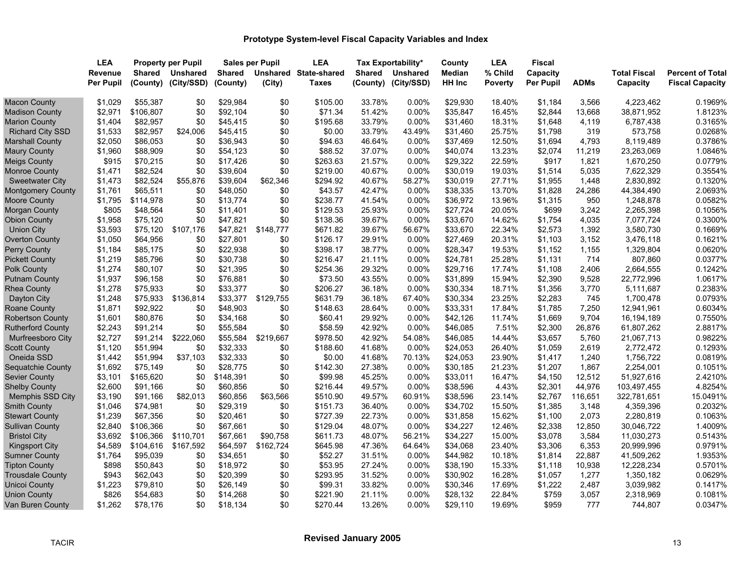# Prototype System-level Fiscal Capacity Variables and Index

| | LEA Revenue Per Pupil | Property per Pupil Shared (County) | Property per Pupil Unshared (City/SSD) | Sales per Pupil Shared (County) | Sales per Pupil Unshared (City) | LEA State-shared Taxes | Tax Exportability* Shared (County) | Tax Exportability* Unshared (City/SSD) | County Median HH Inc | LEA % Child Poverty | Fiscal Capacity Per Pupil | ADMs | Total Fiscal Capacity | Percent of Total Fiscal Capacity |
|---|---|---|---|---|---|---|---|---|---|---|---|---|---|---|
| Macon County | $1,029 | $55,387 | $0 | $29,984 | $0 | $105.00 | 33.78% | 0.00% | $29,930 | 18.40% | $1,184 | 3,566 | 4,223,462 | 0.1969% |
| Madison County | $2,971 | $106,807 | $0 | $92,104 | $0 | $71.34 | 51.42% | 0.00% | $35,847 | 16.45% | $2,844 | 13,668 | 38,871,952 | 1.8123% |
| Marion County | $1,404 | $82,957 | $0 | $45,415 | $0 | $195.68 | 33.79% | 0.00% | $31,460 | 18.31% | $1,648 | 4,119 | 6,787,438 | 0.3165% |
| Richard City SSD | $1,533 | $82,957 | $24,006 | $45,415 | $0 | $0.00 | 33.79% | 43.49% | $31,460 | 25.75% | $1,798 | 319 | 573,758 | 0.0268% |
| Marshall County | $2,050 | $86,053 | $0 | $36,943 | $0 | $94.63 | 46.64% | 0.00% | $37,469 | 12.50% | $1,694 | 4,793 | 8,119,489 | 0.3786% |
| Maury County | $1,960 | $88,909 | $0 | $54,123 | $0 | $88.52 | 37.07% | 0.00% | $40,074 | 13.23% | $2,074 | 11,219 | 23,263,069 | 1.0846% |
| Meigs County | $915 | $70,215 | $0 | $17,426 | $0 | $263.63 | 21.57% | 0.00% | $29,322 | 22.59% | $917 | 1,821 | 1,670,250 | 0.0779% |
| Monroe County | $1,471 | $82,524 | $0 | $39,604 | $0 | $219.00 | 40.67% | 0.00% | $30,019 | 19.03% | $1,514 | 5,035 | 7,622,329 | 0.3554% |
| Sweetwater City | $1,473 | $82,524 | $55,876 | $39,604 | $62,346 | $294.92 | 40.67% | 58.27% | $30,019 | 27.71% | $1,955 | 1,448 | 2,830,892 | 0.1320% |
| Montgomery County | $1,761 | $65,511 | $0 | $48,050 | $0 | $43.57 | 42.47% | 0.00% | $38,335 | 13.70% | $1,828 | 24,286 | 44,384,490 | 2.0693% |
| Moore County | $1,795 | $114,978 | $0 | $13,774 | $0 | $238.77 | 41.54% | 0.00% | $36,972 | 13.96% | $1,315 | 950 | 1,248,878 | 0.0582% |
| Morgan County | $805 | $48,564 | $0 | $11,401 | $0 | $129.53 | 25.93% | 0.00% | $27,724 | 20.05% | $699 | 3,242 | 2,265,398 | 0.1056% |
| Obion County | $1,958 | $75,120 | $0 | $47,821 | $0 | $138.36 | 39.67% | 0.00% | $33,670 | 14.62% | $1,754 | 4,035 | 7,077,724 | 0.3300% |
| Union City | $3,593 | $75,120 | $107,176 | $47,821 | $148,777 | $671.82 | 39.67% | 56.67% | $33,670 | 22.34% | $2,573 | 1,392 | 3,580,730 | 0.1669% |
| Overton County | $1,050 | $64,956 | $0 | $27,801 | $0 | $126.17 | 29.91% | 0.00% | $27,469 | 20.31% | $1,103 | 3,152 | 3,476,118 | 0.1621% |
| Perry County | $1,184 | $85,175 | $0 | $22,938 | $0 | $398.17 | 38.77% | 0.00% | $28,347 | 19.53% | $1,152 | 1,155 | 1,329,804 | 0.0620% |
| Pickett County | $1,219 | $85,796 | $0 | $30,738 | $0 | $216.47 | 21.11% | 0.00% | $24,781 | 25.28% | $1,131 | 714 | 807,860 | 0.0377% |
| Polk County | $1,274 | $80,107 | $0 | $21,395 | $0 | $254.36 | 29.32% | 0.00% | $29,716 | 17.74% | $1,108 | 2,406 | 2,664,555 | 0.1242% |
| Putnam County | $1,937 | $96,158 | $0 | $76,881 | $0 | $73.50 | 43.55% | 0.00% | $31,899 | 15.94% | $2,390 | 9,528 | 22,772,996 | 1.0617% |
| Rhea County | $1,278 | $75,933 | $0 | $33,377 | $0 | $206.27 | 36.18% | 0.00% | $30,334 | 18.71% | $1,356 | 3,770 | 5,111,687 | 0.2383% |
| Dayton City | $1,248 | $75,933 | $136,814 | $33,377 | $129,755 | $631.79 | 36.18% | 67.40% | $30,334 | 23.25% | $2,283 | 745 | 1,700,478 | 0.0793% |
| Roane County | $1,871 | $92,922 | $0 | $48,903 | $0 | $148.63 | 28.64% | 0.00% | $33,331 | 17.84% | $1,785 | 7,250 | 12,941,961 | 0.6034% |
| Robertson County | $1,601 | $80,876 | $0 | $34,168 | $0 | $60.41 | 29.92% | 0.00% | $42,126 | 11.74% | $1,669 | 9,704 | 16,194,189 | 0.7550% |
| Rutherford County | $2,243 | $91,214 | $0 | $55,584 | $0 | $58.59 | 42.92% | 0.00% | $46,085 | 7.51% | $2,300 | 26,876 | 61,807,262 | 2.8817% |
| Murfreesboro City | $2,727 | $91,214 | $222,060 | $55,584 | $219,667 | $978.50 | 42.92% | 54.08% | $46,085 | 14.44% | $3,657 | 5,760 | 21,067,713 | 0.9822% |
| Scott County | $1,120 | $51,994 | $0 | $32,333 | $0 | $188.60 | 41.68% | 0.00% | $24,053 | 26.40% | $1,059 | 2,619 | 2,772,472 | 0.1293% |
| Oneida SSD | $1,442 | $51,994 | $37,103 | $32,333 | $0 | $0.00 | 41.68% | 70.13% | $24,053 | 23.90% | $1,417 | 1,240 | 1,756,722 | 0.0819% |
| Sequatchie County | $1,692 | $75,149 | $0 | $28,775 | $0 | $142.30 | 27.38% | 0.00% | $30,185 | 21.23% | $1,207 | 1,867 | 2,254,001 | 0.1051% |
| Sevier County | $3,101 | $165,620 | $0 | $148,391 | $0 | $99.98 | 45.25% | 0.00% | $33,011 | 16.47% | $4,150 | 12,512 | 51,927,616 | 2.4210% |
| Shelby County | $2,600 | $91,166 | $0 | $60,856 | $0 | $216.44 | 49.57% | 0.00% | $38,596 | 4.43% | $2,301 | 44,976 | 103,497,455 | 4.8254% |
| Memphis SSD City | $3,190 | $91,166 | $82,013 | $60,856 | $63,566 | $510.90 | 49.57% | 60.91% | $38,596 | 23.14% | $2,767 | 116,651 | 322,781,651 | 15.0491% |
| Smith County | $1,046 | $74,981 | $0 | $29,319 | $0 | $151.73 | 36.40% | 0.00% | $34,702 | 15.50% | $1,385 | 3,148 | 4,359,396 | 0.2032% |
| Stewart County | $1,239 | $67,356 | $0 | $20,461 | $0 | $727.39 | 22.73% | 0.00% | $31,858 | 15.62% | $1,100 | 2,073 | 2,280,819 | 0.1063% |
| Sullivan County | $2,840 | $106,366 | $0 | $67,661 | $0 | $129.04 | 48.07% | 0.00% | $34,227 | 12.46% | $2,338 | 12,850 | 30,046,722 | 1.4009% |
| Bristol City | $3,692 | $106,366 | $110,701 | $67,661 | $90,758 | $611.73 | 48.07% | 56.21% | $34,227 | 15.00% | $3,078 | 3,584 | 11,030,273 | 0.5143% |
| Kingsport City | $4,589 | $104,616 | $167,592 | $64,597 | $162,724 | $645.98 | 47.36% | 64.64% | $34,068 | 23.40% | $3,306 | 6,353 | 20,999,996 | 0.9791% |
| Sumner County | $1,764 | $95,039 | $0 | $34,651 | $0 | $52.27 | 31.51% | 0.00% | $44,982 | 10.18% | $1,814 | 22,887 | 41,509,262 | 1.9353% |
| Tipton County | $898 | $50,843 | $0 | $18,972 | $0 | $53.95 | 27.24% | 0.00% | $38,190 | 15.33% | $1,118 | 10,938 | 12,228,234 | 0.5701% |
| Trousdale County | $943 | $62,043 | $0 | $20,399 | $0 | $293.95 | 31.52% | 0.00% | $30,902 | 16.28% | $1,057 | 1,277 | 1,350,182 | 0.0629% |
| Unicoi County | $1,223 | $79,810 | $0 | $26,149 | $0 | $99.31 | 33.82% | 0.00% | $30,346 | 17.69% | $1,222 | 2,487 | 3,039,982 | 0.1417% |
| Union County | $826 | $54,683 | $0 | $14,268 | $0 | $221.90 | 21.11% | 0.00% | $28,132 | 22.84% | $759 | 3,057 | 2,318,969 | 0.1081% |
| Van Buren County | $1,262 | $78,176 | $0 | $18,134 | $0 | $270.44 | 13.26% | 0.00% | $29,110 | 19.69% | $959 | 777 | 744,807 | 0.0347% |

TACIR

**Revised January 2005**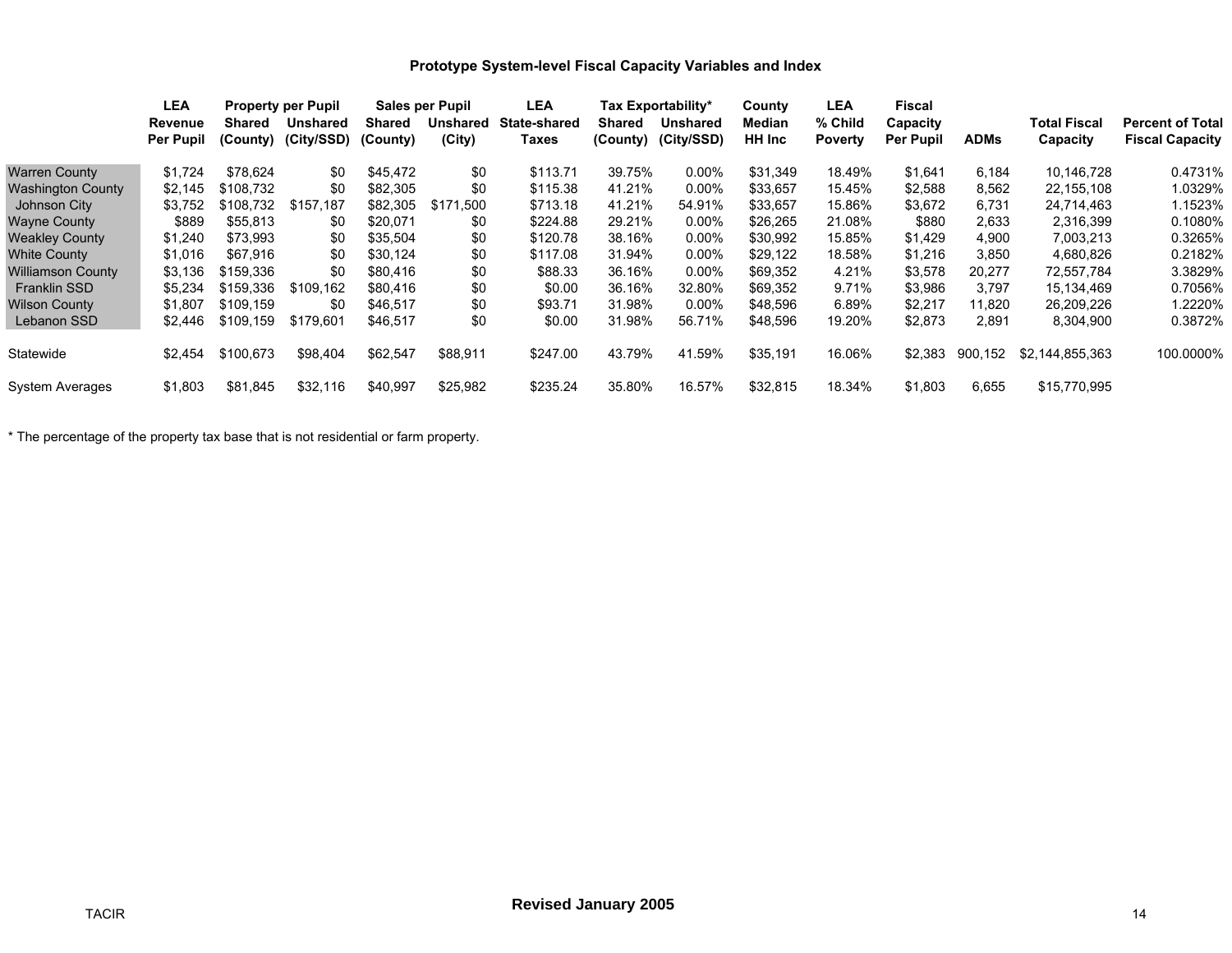## Prototype System-level Fiscal Capacity Variables and Index

| | LEA Revenue Per Pupil | Property per Pupil Shared (County) | Property per Pupil Unshared (City/SSD) | Sales per Pupil Shared (County) | Sales per Pupil Unshared (City) | LEA State-shared Taxes | Tax Exportability* Shared (County) | Tax Exportability* Unshared (City/SSD) | County Median HH Inc | LEA % Child Poverty | Fiscal Capacity Per Pupil | ADMs | Total Fiscal Capacity | Percent of Total Fiscal Capacity |
|---|---|---|---|---|---|---|---|---|---|---|---|---|---|---|
| Warren County | $1,724 | $78,624 | $0 | $45,472 | $0 | $113.71 | 39.75% | 0.00% | $31,349 | 18.49% | $1,641 | 6,184 | 10,146,728 | 0.4731% |
| Washington County | $2,145 | $108,732 | $0 | $82,305 | $0 | $115.38 | 41.21% | 0.00% | $33,657 | 15.45% | $2,588 | 8,562 | 22,155,108 | 1.0329% |
| Johnson City | $3,752 | $108,732 | $157,187 | $82,305 | $171,500 | $713.18 | 41.21% | 54.91% | $33,657 | 15.86% | $3,672 | 6,731 | 24,714,463 | 1.1523% |
| Wayne County | $889 | $55,813 | $0 | $20,071 | $0 | $224.88 | 29.21% | 0.00% | $26,265 | 21.08% | $880 | 2,633 | 2,316,399 | 0.1080% |
| Weakley County | $1,240 | $73,993 | $0 | $35,504 | $0 | $120.78 | 38.16% | 0.00% | $30,992 | 15.85% | $1,429 | 4,900 | 7,003,213 | 0.3265% |
| White County | $1,016 | $67,916 | $0 | $30,124 | $0 | $117.08 | 31.94% | 0.00% | $29,122 | 18.58% | $1,216 | 3,850 | 4,680,826 | 0.2182% |
| Williamson County | $3,136 | $159,336 | $0 | $80,416 | $0 | $88.33 | 36.16% | 0.00% | $69,352 | 4.21% | $3,578 | 20,277 | 72,557,784 | 3.3829% |
| Franklin SSD | $5,234 | $159,336 | $109,162 | $80,416 | $0 | $0.00 | 36.16% | 32.80% | $69,352 | 9.71% | $3,986 | 3,797 | 15,134,469 | 0.7056% |
| Wilson County | $1,807 | $109,159 | $0 | $46,517 | $0 | $93.71 | 31.98% | 0.00% | $48,596 | 6.89% | $2,217 | 11,820 | 26,209,226 | 1.2220% |
| Lebanon SSD | $2,446 | $109,159 | $179,601 | $46,517 | $0 | $0.00 | 31.98% | 56.71% | $48,596 | 19.20% | $2,873 | 2,891 | 8,304,900 | 0.3872% |
| Statewide | $2,454 | $100,673 | $98,404 | $62,547 | $88,911 | $247.00 | 43.79% | 41.59% | $35,191 | 16.06% | $2,383 | 900,152 | $2,144,855,363 | 100.0000% |
| System Averages | $1,803 | $81,845 | $32,116 | $40,997 | $25,982 | $235.24 | 35.80% | 16.57% | $32,815 | 18.34% | $1,803 | 6,655 | $15,770,995 | |

* The percentage of the property tax base that is not residential or farm property.

TACIR

**Revised January 2005**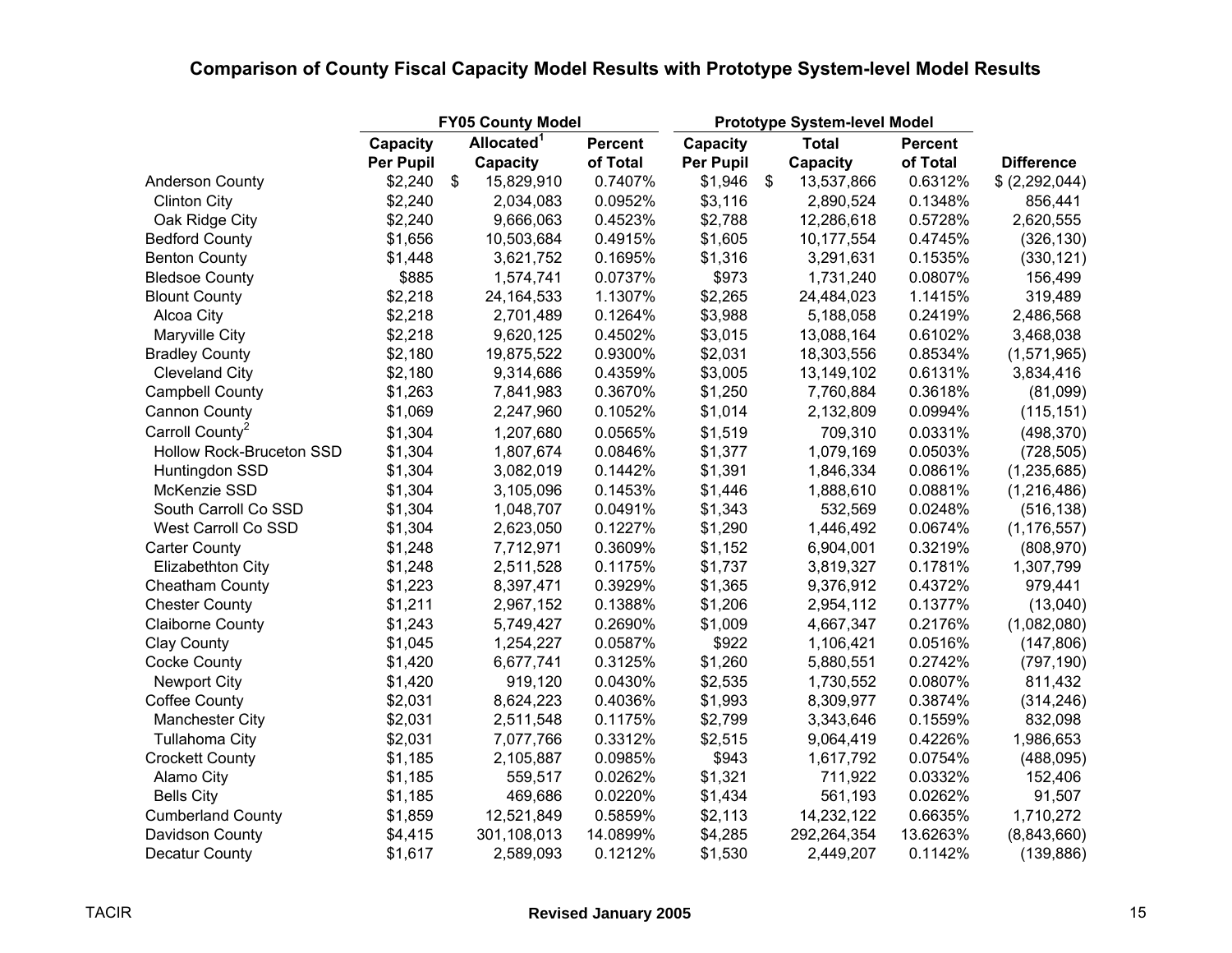## Comparison of County Fiscal Capacity Model Results with Prototype System-level Model Results

| | FY05 County Model | | | Prototype System-level Model | | | |
|---|---|---|---|---|---|---|---|
| | Capacity Per Pupil | Allocated[1] Capacity | Percent of Total | Capacity Per Pupil | Total Capacity | Percent of Total | Difference |
| Anderson County | $2,240 | $ 15,829,910 | 0.7407% | $1,946 | $ 13,537,866 | 0.6312% | $ (2,292,044) |
| Clinton City | $2,240 | 2,034,083 | 0.0952% | $3,116 | 2,890,524 | 0.1348% | 856,441 |
| Oak Ridge City | $2,240 | 9,666,063 | 0.4523% | $2,788 | 12,286,618 | 0.5728% | 2,620,555 |
| Bedford County | $1,656 | 10,503,684 | 0.4915% | $1,605 | 10,177,554 | 0.4745% | (326,130) |
| Benton County | $1,448 | 3,621,752 | 0.1695% | $1,316 | 3,291,631 | 0.1535% | (330,121) |
| Bledsoe County | $885 | 1,574,741 | 0.0737% | $973 | 1,731,240 | 0.0807% | 156,499 |
| Blount County | $2,218 | 24,164,533 | 1.1307% | $2,265 | 24,484,023 | 1.1415% | 319,489 |
| Alcoa City | $2,218 | 2,701,489 | 0.1264% | $3,988 | 5,188,058 | 0.2419% | 2,486,568 |
| Maryville City | $2,218 | 9,620,125 | 0.4502% | $3,015 | 13,088,164 | 0.6102% | 3,468,038 |
| Bradley County | $2,180 | 19,875,522 | 0.9300% | $2,031 | 18,303,556 | 0.8534% | (1,571,965) |
| Cleveland City | $2,180 | 9,314,686 | 0.4359% | $3,005 | 13,149,102 | 0.6131% | 3,834,416 |
| Campbell County | $1,263 | 7,841,983 | 0.3670% | $1,250 | 7,760,884 | 0.3618% | (81,099) |
| Cannon County | $1,069 | 2,247,960 | 0.1052% | $1,014 | 2,132,809 | 0.0994% | (115,151) |
| Carroll County[2] | $1,304 | 1,207,680 | 0.0565% | $1,519 | 709,310 | 0.0331% | (498,370) |
| Hollow Rock-Bruceton SSD | $1,304 | 1,807,674 | 0.0846% | $1,377 | 1,079,169 | 0.0503% | (728,505) |
| Huntingdon SSD | $1,304 | 3,082,019 | 0.1442% | $1,391 | 1,846,334 | 0.0861% | (1,235,685) |
| McKenzie SSD | $1,304 | 3,105,096 | 0.1453% | $1,446 | 1,888,610 | 0.0881% | (1,216,486) |
| South Carroll Co SSD | $1,304 | 1,048,707 | 0.0491% | $1,343 | 532,569 | 0.0248% | (516,138) |
| West Carroll Co SSD | $1,304 | 2,623,050 | 0.1227% | $1,290 | 1,446,492 | 0.0674% | (1,176,557) |
| Carter County | $1,248 | 7,712,971 | 0.3609% | $1,152 | 6,904,001 | 0.3219% | (808,970) |
| Elizabethton City | $1,248 | 2,511,528 | 0.1175% | $1,737 | 3,819,327 | 0.1781% | 1,307,799 |
| Cheatham County | $1,223 | 8,397,471 | 0.3929% | $1,365 | 9,376,912 | 0.4372% | 979,441 |
| Chester County | $1,211 | 2,967,152 | 0.1388% | $1,206 | 2,954,112 | 0.1377% | (13,040) |
| Claiborne County | $1,243 | 5,749,427 | 0.2690% | $1,009 | 4,667,347 | 0.2176% | (1,082,080) |
| Clay County | $1,045 | 1,254,227 | 0.0587% | $922 | 1,106,421 | 0.0516% | (147,806) |
| Cocke County | $1,420 | 6,677,741 | 0.3125% | $1,260 | 5,880,551 | 0.2742% | (797,190) |
| Newport City | $1,420 | 919,120 | 0.0430% | $2,535 | 1,730,552 | 0.0807% | 811,432 |
| Coffee County | $2,031 | 8,624,223 | 0.4036% | $1,993 | 8,309,977 | 0.3874% | (314,246) |
| Manchester City | $2,031 | 2,511,548 | 0.1175% | $2,799 | 3,343,646 | 0.1559% | 832,098 |
| Tullahoma City | $2,031 | 7,077,766 | 0.3312% | $2,515 | 9,064,419 | 0.4226% | 1,986,653 |
| Crockett County | $1,185 | 2,105,887 | 0.0985% | $943 | 1,617,792 | 0.0754% | (488,095) |
| Alamo City | $1,185 | 559,517 | 0.0262% | $1,321 | 711,922 | 0.0332% | 152,406 |
| Bells City | $1,185 | 469,686 | 0.0220% | $1,434 | 561,193 | 0.0262% | 91,507 |
| Cumberland County | $1,859 | 12,521,849 | 0.5859% | $2,113 | 14,232,122 | 0.6635% | 1,710,272 |
| Davidson County | $4,415 | 301,108,013 | 14.0899% | $4,285 | 292,264,354 | 13.6263% | (8,843,660) |
| Decatur County | $1,617 | 2,589,093 | 0.1212% | $1,530 | 2,449,207 | 0.1142% | (139,886) |

TACIR — Revised January 2005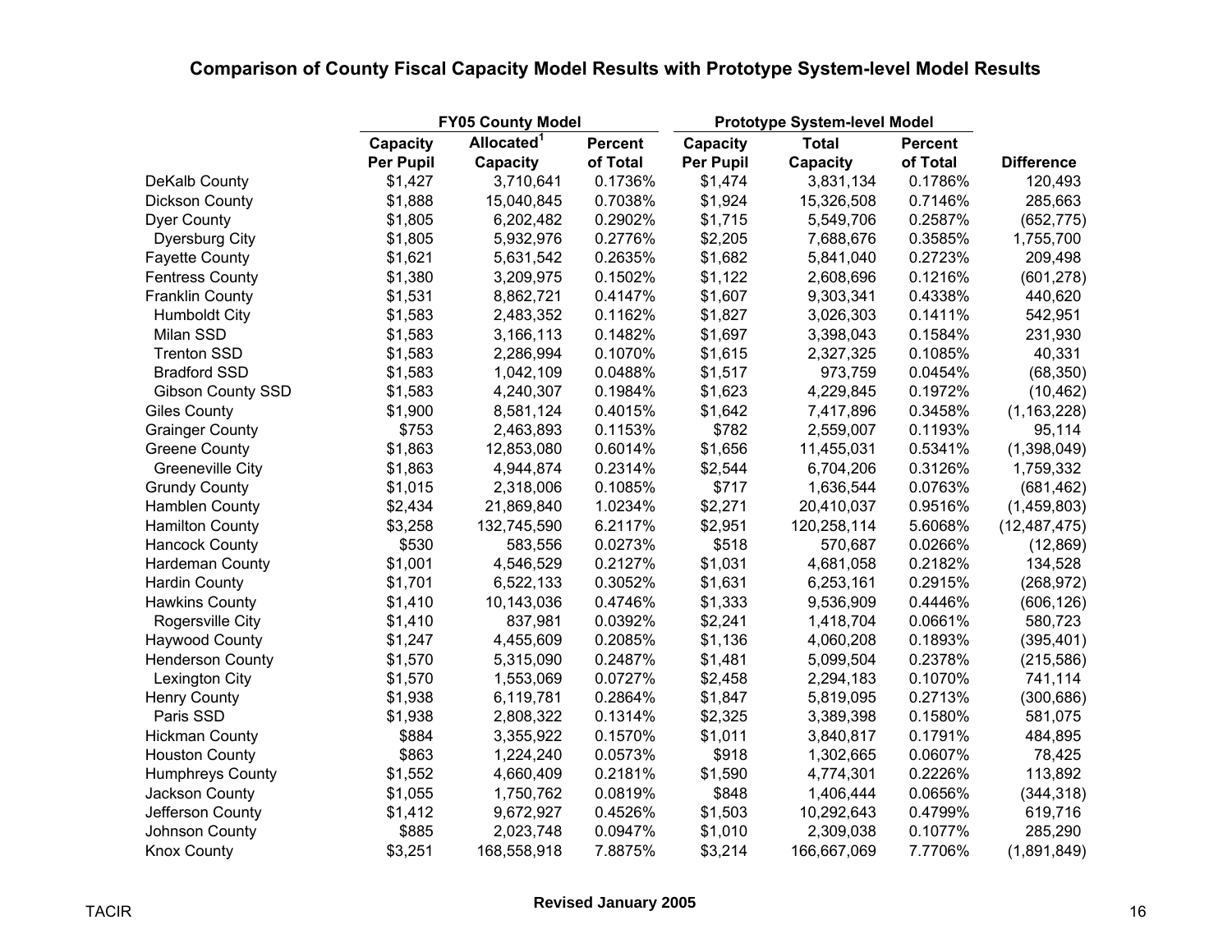## Comparison of County Fiscal Capacity Model Results with Prototype System-level Model Results

| | FY05 County Model | | | Prototype System-level Model | | | |
|---|---|---|---|---|---|---|---|
| | Capacity Per Pupil | Allocated[1] Capacity | Percent of Total | Capacity Per Pupil | Total Capacity | Percent of Total | Difference |
| DeKalb County | $1,427 | 3,710,641 | 0.1736% | $1,474 | 3,831,134 | 0.1786% | 120,493 |
| Dickson County | $1,888 | 15,040,845 | 0.7038% | $1,924 | 15,326,508 | 0.7146% | 285,663 |
| Dyer County | $1,805 | 6,202,482 | 0.2902% | $1,715 | 5,549,706 | 0.2587% | (652,775) |
| Dyersburg City | $1,805 | 5,932,976 | 0.2776% | $2,205 | 7,688,676 | 0.3585% | 1,755,700 |
| Fayette County | $1,621 | 5,631,542 | 0.2635% | $1,682 | 5,841,040 | 0.2723% | 209,498 |
| Fentress County | $1,380 | 3,209,975 | 0.1502% | $1,122 | 2,608,696 | 0.1216% | (601,278) |
| Franklin County | $1,531 | 8,862,721 | 0.4147% | $1,607 | 9,303,341 | 0.4338% | 440,620 |
| Humboldt City | $1,583 | 2,483,352 | 0.1162% | $1,827 | 3,026,303 | 0.1411% | 542,951 |
| Milan SSD | $1,583 | 3,166,113 | 0.1482% | $1,697 | 3,398,043 | 0.1584% | 231,930 |
| Trenton SSD | $1,583 | 2,286,994 | 0.1070% | $1,615 | 2,327,325 | 0.1085% | 40,331 |
| Bradford SSD | $1,583 | 1,042,109 | 0.0488% | $1,517 | 973,759 | 0.0454% | (68,350) |
| Gibson County SSD | $1,583 | 4,240,307 | 0.1984% | $1,623 | 4,229,845 | 0.1972% | (10,462) |
| Giles County | $1,900 | 8,581,124 | 0.4015% | $1,642 | 7,417,896 | 0.3458% | (1,163,228) |
| Grainger County | $753 | 2,463,893 | 0.1153% | $782 | 2,559,007 | 0.1193% | 95,114 |
| Greene County | $1,863 | 12,853,080 | 0.6014% | $1,656 | 11,455,031 | 0.5341% | (1,398,049) |
| Greeneville City | $1,863 | 4,944,874 | 0.2314% | $2,544 | 6,704,206 | 0.3126% | 1,759,332 |
| Grundy County | $1,015 | 2,318,006 | 0.1085% | $717 | 1,636,544 | 0.0763% | (681,462) |
| Hamblen County | $2,434 | 21,869,840 | 1.0234% | $2,271 | 20,410,037 | 0.9516% | (1,459,803) |
| Hamilton County | $3,258 | 132,745,590 | 6.2117% | $2,951 | 120,258,114 | 5.6068% | (12,487,475) |
| Hancock County | $530 | 583,556 | 0.0273% | $518 | 570,687 | 0.0266% | (12,869) |
| Hardeman County | $1,001 | 4,546,529 | 0.2127% | $1,031 | 4,681,058 | 0.2182% | 134,528 |
| Hardin County | $1,701 | 6,522,133 | 0.3052% | $1,631 | 6,253,161 | 0.2915% | (268,972) |
| Hawkins County | $1,410 | 10,143,036 | 0.4746% | $1,333 | 9,536,909 | 0.4446% | (606,126) |
| Rogersville City | $1,410 | 837,981 | 0.0392% | $2,241 | 1,418,704 | 0.0661% | 580,723 |
| Haywood County | $1,247 | 4,455,609 | 0.2085% | $1,136 | 4,060,208 | 0.1893% | (395,401) |
| Henderson County | $1,570 | 5,315,090 | 0.2487% | $1,481 | 5,099,504 | 0.2378% | (215,586) |
| Lexington City | $1,570 | 1,553,069 | 0.0727% | $2,458 | 2,294,183 | 0.1070% | 741,114 |
| Henry County | $1,938 | 6,119,781 | 0.2864% | $1,847 | 5,819,095 | 0.2713% | (300,686) |
| Paris SSD | $1,938 | 2,808,322 | 0.1314% | $2,325 | 3,389,398 | 0.1580% | 581,075 |
| Hickman County | $884 | 3,355,922 | 0.1570% | $1,011 | 3,840,817 | 0.1791% | 484,895 |
| Houston County | $863 | 1,224,240 | 0.0573% | $918 | 1,302,665 | 0.0607% | 78,425 |
| Humphreys County | $1,552 | 4,660,409 | 0.2181% | $1,590 | 4,774,301 | 0.2226% | 113,892 |
| Jackson County | $1,055 | 1,750,762 | 0.0819% | $848 | 1,406,444 | 0.0656% | (344,318) |
| Jefferson County | $1,412 | 9,672,927 | 0.4526% | $1,503 | 10,292,643 | 0.4799% | 619,716 |
| Johnson County | $885 | 2,023,748 | 0.0947% | $1,010 | 2,309,038 | 0.1077% | 285,290 |
| Knox County | $3,251 | 168,558,918 | 7.8875% | $3,214 | 166,667,069 | 7.7706% | (1,891,849) |

Revised January 2005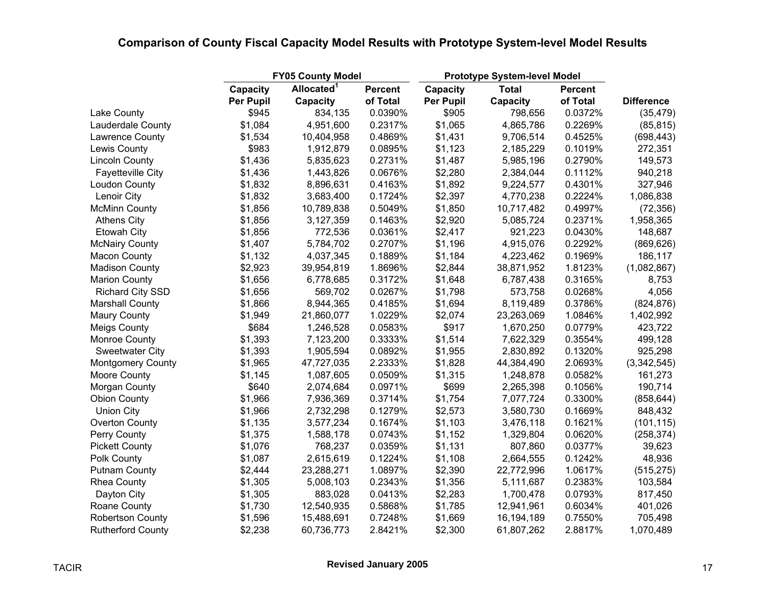## Comparison of County Fiscal Capacity Model Results with Prototype System-level Model Results

| | FY05 County Model | | | Prototype System-level Model | | | |
|---|---|---|---|---|---|---|---|
| | Capacity Per Pupil | Allocated[1] Capacity | Percent of Total | Capacity Per Pupil | Total Capacity | Percent of Total | Difference |
| Lake County | $945 | 834,135 | 0.0390% | $905 | 798,656 | 0.0372% | (35,479) |
| Lauderdale County | $1,084 | 4,951,600 | 0.2317% | $1,065 | 4,865,786 | 0.2269% | (85,815) |
| Lawrence County | $1,534 | 10,404,958 | 0.4869% | $1,431 | 9,706,514 | 0.4525% | (698,443) |
| Lewis County | $983 | 1,912,879 | 0.0895% | $1,123 | 2,185,229 | 0.1019% | 272,351 |
| Lincoln County | $1,436 | 5,835,623 | 0.2731% | $1,487 | 5,985,196 | 0.2790% | 149,573 |
| Fayetteville City | $1,436 | 1,443,826 | 0.0676% | $2,280 | 2,384,044 | 0.1112% | 940,218 |
| Loudon County | $1,832 | 8,896,631 | 0.4163% | $1,892 | 9,224,577 | 0.4301% | 327,946 |
| Lenoir City | $1,832 | 3,683,400 | 0.1724% | $2,397 | 4,770,238 | 0.2224% | 1,086,838 |
| McMinn County | $1,856 | 10,789,838 | 0.5049% | $1,850 | 10,717,482 | 0.4997% | (72,356) |
| Athens City | $1,856 | 3,127,359 | 0.1463% | $2,920 | 5,085,724 | 0.2371% | 1,958,365 |
| Etowah City | $1,856 | 772,536 | 0.0361% | $2,417 | 921,223 | 0.0430% | 148,687 |
| McNairy County | $1,407 | 5,784,702 | 0.2707% | $1,196 | 4,915,076 | 0.2292% | (869,626) |
| Macon County | $1,132 | 4,037,345 | 0.1889% | $1,184 | 4,223,462 | 0.1969% | 186,117 |
| Madison County | $2,923 | 39,954,819 | 1.8696% | $2,844 | 38,871,952 | 1.8123% | (1,082,867) |
| Marion County | $1,656 | 6,778,685 | 0.3172% | $1,648 | 6,787,438 | 0.3165% | 8,753 |
| Richard City SSD | $1,656 | 569,702 | 0.0267% | $1,798 | 573,758 | 0.0268% | 4,056 |
| Marshall County | $1,866 | 8,944,365 | 0.4185% | $1,694 | 8,119,489 | 0.3786% | (824,876) |
| Maury County | $1,949 | 21,860,077 | 1.0229% | $2,074 | 23,263,069 | 1.0846% | 1,402,992 |
| Meigs County | $684 | 1,246,528 | 0.0583% | $917 | 1,670,250 | 0.0779% | 423,722 |
| Monroe County | $1,393 | 7,123,200 | 0.3333% | $1,514 | 7,622,329 | 0.3554% | 499,128 |
| Sweetwater City | $1,393 | 1,905,594 | 0.0892% | $1,955 | 2,830,892 | 0.1320% | 925,298 |
| Montgomery County | $1,965 | 47,727,035 | 2.2333% | $1,828 | 44,384,490 | 2.0693% | (3,342,545) |
| Moore County | $1,145 | 1,087,605 | 0.0509% | $1,315 | 1,248,878 | 0.0582% | 161,273 |
| Morgan County | $640 | 2,074,684 | 0.0971% | $699 | 2,265,398 | 0.1056% | 190,714 |
| Obion County | $1,966 | 7,936,369 | 0.3714% | $1,754 | 7,077,724 | 0.3300% | (858,644) |
| Union City | $1,966 | 2,732,298 | 0.1279% | $2,573 | 3,580,730 | 0.1669% | 848,432 |
| Overton County | $1,135 | 3,577,234 | 0.1674% | $1,103 | 3,476,118 | 0.1621% | (101,115) |
| Perry County | $1,375 | 1,588,178 | 0.0743% | $1,152 | 1,329,804 | 0.0620% | (258,374) |
| Pickett County | $1,076 | 768,237 | 0.0359% | $1,131 | 807,860 | 0.0377% | 39,623 |
| Polk County | $1,087 | 2,615,619 | 0.1224% | $1,108 | 2,664,555 | 0.1242% | 48,936 |
| Putnam County | $2,444 | 23,288,271 | 1.0897% | $2,390 | 22,772,996 | 1.0617% | (515,275) |
| Rhea County | $1,305 | 5,008,103 | 0.2343% | $1,356 | 5,111,687 | 0.2383% | 103,584 |
| Dayton City | $1,305 | 883,028 | 0.0413% | $2,283 | 1,700,478 | 0.0793% | 817,450 |
| Roane County | $1,730 | 12,540,935 | 0.5868% | $1,785 | 12,941,961 | 0.6034% | 401,026 |
| Robertson County | $1,596 | 15,488,691 | 0.7248% | $1,669 | 16,194,189 | 0.7550% | 705,498 |
| Rutherford County | $2,238 | 60,736,773 | 2.8421% | $2,300 | 61,807,262 | 2.8817% | 1,070,489 |

Revised January 2005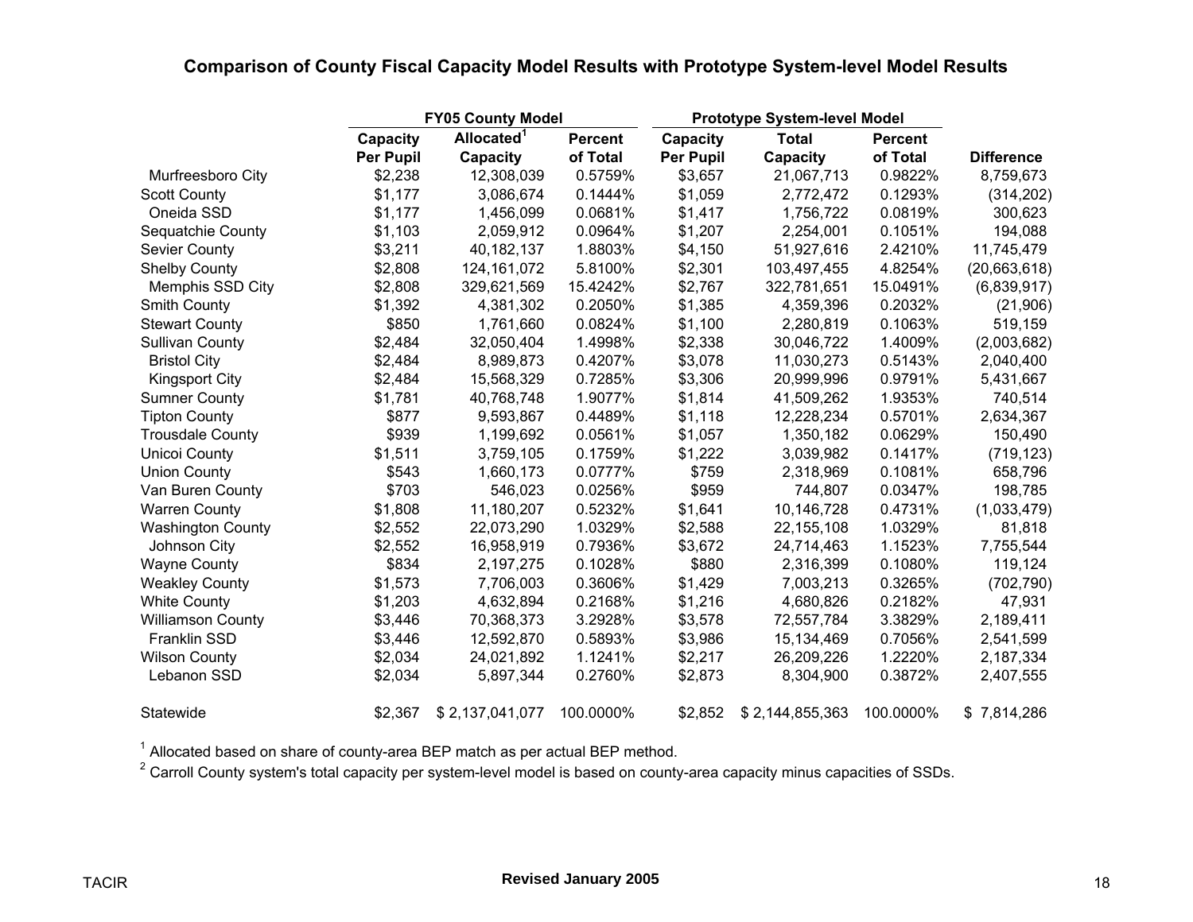## Comparison of County Fiscal Capacity Model Results with Prototype System-level Model Results

| | FY05 County Model | | | Prototype System-level Model | | | |
|---|---|---|---|---|---|---|---|
| | Capacity Per Pupil | Allocated[1] Capacity | Percent of Total | Capacity Per Pupil | Total Capacity | Percent of Total | Difference |
| Murfreesboro City | $2,238 | 12,308,039 | 0.5759% | $3,657 | 21,067,713 | 0.9822% | 8,759,673 |
| Scott County | $1,177 | 3,086,674 | 0.1444% | $1,059 | 2,772,472 | 0.1293% | (314,202) |
| Oneida SSD | $1,177 | 1,456,099 | 0.0681% | $1,417 | 1,756,722 | 0.0819% | 300,623 |
| Sequatchie County | $1,103 | 2,059,912 | 0.0964% | $1,207 | 2,254,001 | 0.1051% | 194,088 |
| Sevier County | $3,211 | 40,182,137 | 1.8803% | $4,150 | 51,927,616 | 2.4210% | 11,745,479 |
| Shelby County | $2,808 | 124,161,072 | 5.8100% | $2,301 | 103,497,455 | 4.8254% | (20,663,618) |
| Memphis SSD City | $2,808 | 329,621,569 | 15.4242% | $2,767 | 322,781,651 | 15.0491% | (6,839,917) |
| Smith County | $1,392 | 4,381,302 | 0.2050% | $1,385 | 4,359,396 | 0.2032% | (21,906) |
| Stewart County | $850 | 1,761,660 | 0.0824% | $1,100 | 2,280,819 | 0.1063% | 519,159 |
| Sullivan County | $2,484 | 32,050,404 | 1.4998% | $2,338 | 30,046,722 | 1.4009% | (2,003,682) |
| Bristol City | $2,484 | 8,989,873 | 0.4207% | $3,078 | 11,030,273 | 0.5143% | 2,040,400 |
| Kingsport City | $2,484 | 15,568,329 | 0.7285% | $3,306 | 20,999,996 | 0.9791% | 5,431,667 |
| Sumner County | $1,781 | 40,768,748 | 1.9077% | $1,814 | 41,509,262 | 1.9353% | 740,514 |
| Tipton County | $877 | 9,593,867 | 0.4489% | $1,118 | 12,228,234 | 0.5701% | 2,634,367 |
| Trousdale County | $939 | 1,199,692 | 0.0561% | $1,057 | 1,350,182 | 0.0629% | 150,490 |
| Unicoi County | $1,511 | 3,759,105 | 0.1759% | $1,222 | 3,039,982 | 0.1417% | (719,123) |
| Union County | $543 | 1,660,173 | 0.0777% | $759 | 2,318,969 | 0.1081% | 658,796 |
| Van Buren County | $703 | 546,023 | 0.0256% | $959 | 744,807 | 0.0347% | 198,785 |
| Warren County | $1,808 | 11,180,207 | 0.5232% | $1,641 | 10,146,728 | 0.4731% | (1,033,479) |
| Washington County | $2,552 | 22,073,290 | 1.0329% | $2,588 | 22,155,108 | 1.0329% | 81,818 |
| Johnson City | $2,552 | 16,958,919 | 0.7936% | $3,672 | 24,714,463 | 1.1523% | 7,755,544 |
| Wayne County | $834 | 2,197,275 | 0.1028% | $880 | 2,316,399 | 0.1080% | 119,124 |
| Weakley County | $1,573 | 7,706,003 | 0.3606% | $1,429 | 7,003,213 | 0.3265% | (702,790) |
| White County | $1,203 | 4,632,894 | 0.2168% | $1,216 | 4,680,826 | 0.2182% | 47,931 |
| Williamson County | $3,446 | 70,368,373 | 3.2928% | $3,578 | 72,557,784 | 3.3829% | 2,189,411 |
| Franklin SSD | $3,446 | 12,592,870 | 0.5893% | $3,986 | 15,134,469 | 0.7056% | 2,541,599 |
| Wilson County | $2,034 | 24,021,892 | 1.1241% | $2,217 | 26,209,226 | 1.2220% | 2,187,334 |
| Lebanon SSD | $2,034 | 5,897,344 | 0.2760% | $2,873 | 8,304,900 | 0.3872% | 2,407,555 |
| Statewide | $2,367 | $ 2,137,041,077 | 100.0000% | $2,852 | $ 2,144,855,363 | 100.0000% | $ 7,814,286 |

[1] Allocated based on share of county-area BEP match as per actual BEP method.

[2] Carroll County system's total capacity per system-level model is based on county-area capacity minus capacities of SSDs.

Revised January 2005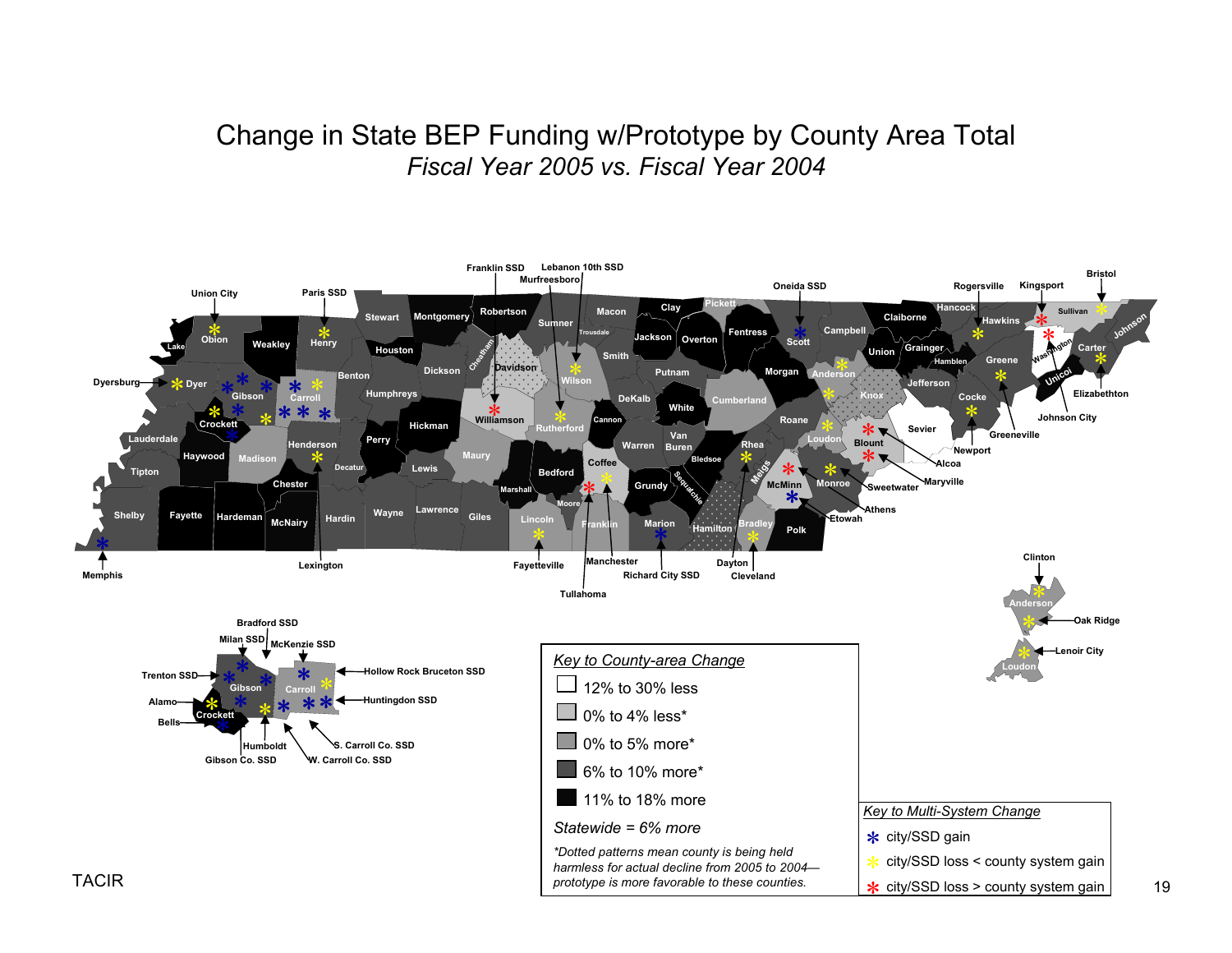# Change in State BEP Funding w/Prototype by County Area Total

*Fiscal Year 2005 vs. Fiscal Year 2004*

*Key to County-area Change*

- 12% to 30% less
- 0% to 4% less*
- 0% to 5% more*
- 6% to 10% more*
- 11% to 18% more

*Statewide = 6% more*

*\*Dotted patterns mean county is being held harmless for actual decline from 2005 to 2004—prototype is more favorable to these counties.*

*Key to Multi-System Change*

- \* city/SSD gain
- \* city/SSD loss < county system gain
- \* city/SSD loss > county system gain

TACIR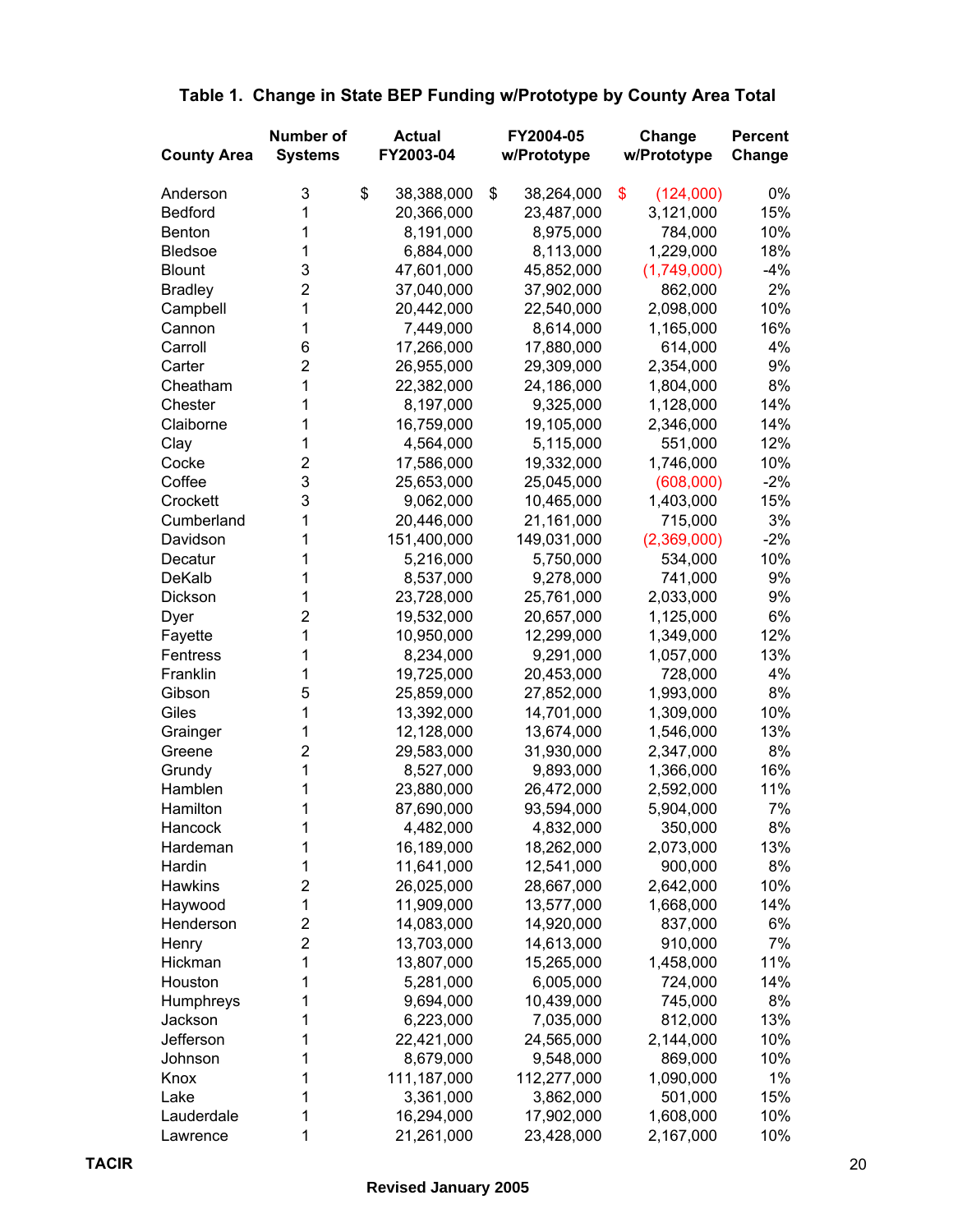## Table 1. Change in State BEP Funding w/Prototype by County Area Total

| County Area | Number of Systems | Actual FY2003-04 | FY2004-05 w/Prototype | Change w/Prototype | Percent Change |
|---|---|---|---|---|---|
| Anderson | 3 | $ 38,388,000 | $ 38,264,000 | $ (124,000) | 0% |
| Bedford | 1 | 20,366,000 | 23,487,000 | 3,121,000 | 15% |
| Benton | 1 | 8,191,000 | 8,975,000 | 784,000 | 10% |
| Bledsoe | 1 | 6,884,000 | 8,113,000 | 1,229,000 | 18% |
| Blount | 3 | 47,601,000 | 45,852,000 | (1,749,000) | -4% |
| Bradley | 2 | 37,040,000 | 37,902,000 | 862,000 | 2% |
| Campbell | 1 | 20,442,000 | 22,540,000 | 2,098,000 | 10% |
| Cannon | 1 | 7,449,000 | 8,614,000 | 1,165,000 | 16% |
| Carroll | 6 | 17,266,000 | 17,880,000 | 614,000 | 4% |
| Carter | 2 | 26,955,000 | 29,309,000 | 2,354,000 | 9% |
| Cheatham | 1 | 22,382,000 | 24,186,000 | 1,804,000 | 8% |
| Chester | 1 | 8,197,000 | 9,325,000 | 1,128,000 | 14% |
| Claiborne | 1 | 16,759,000 | 19,105,000 | 2,346,000 | 14% |
| Clay | 1 | 4,564,000 | 5,115,000 | 551,000 | 12% |
| Cocke | 2 | 17,586,000 | 19,332,000 | 1,746,000 | 10% |
| Coffee | 3 | 25,653,000 | 25,045,000 | (608,000) | -2% |
| Crockett | 3 | 9,062,000 | 10,465,000 | 1,403,000 | 15% |
| Cumberland | 1 | 20,446,000 | 21,161,000 | 715,000 | 3% |
| Davidson | 1 | 151,400,000 | 149,031,000 | (2,369,000) | -2% |
| Decatur | 1 | 5,216,000 | 5,750,000 | 534,000 | 10% |
| DeKalb | 1 | 8,537,000 | 9,278,000 | 741,000 | 9% |
| Dickson | 1 | 23,728,000 | 25,761,000 | 2,033,000 | 9% |
| Dyer | 2 | 19,532,000 | 20,657,000 | 1,125,000 | 6% |
| Fayette | 1 | 10,950,000 | 12,299,000 | 1,349,000 | 12% |
| Fentress | 1 | 8,234,000 | 9,291,000 | 1,057,000 | 13% |
| Franklin | 1 | 19,725,000 | 20,453,000 | 728,000 | 4% |
| Gibson | 5 | 25,859,000 | 27,852,000 | 1,993,000 | 8% |
| Giles | 1 | 13,392,000 | 14,701,000 | 1,309,000 | 10% |
| Grainger | 1 | 12,128,000 | 13,674,000 | 1,546,000 | 13% |
| Greene | 2 | 29,583,000 | 31,930,000 | 2,347,000 | 8% |
| Grundy | 1 | 8,527,000 | 9,893,000 | 1,366,000 | 16% |
| Hamblen | 1 | 23,880,000 | 26,472,000 | 2,592,000 | 11% |
| Hamilton | 1 | 87,690,000 | 93,594,000 | 5,904,000 | 7% |
| Hancock | 1 | 4,482,000 | 4,832,000 | 350,000 | 8% |
| Hardeman | 1 | 16,189,000 | 18,262,000 | 2,073,000 | 13% |
| Hardin | 1 | 11,641,000 | 12,541,000 | 900,000 | 8% |
| Hawkins | 2 | 26,025,000 | 28,667,000 | 2,642,000 | 10% |
| Haywood | 1 | 11,909,000 | 13,577,000 | 1,668,000 | 14% |
| Henderson | 2 | 14,083,000 | 14,920,000 | 837,000 | 6% |
| Henry | 2 | 13,703,000 | 14,613,000 | 910,000 | 7% |
| Hickman | 1 | 13,807,000 | 15,265,000 | 1,458,000 | 11% |
| Houston | 1 | 5,281,000 | 6,005,000 | 724,000 | 14% |
| Humphreys | 1 | 9,694,000 | 10,439,000 | 745,000 | 8% |
| Jackson | 1 | 6,223,000 | 7,035,000 | 812,000 | 13% |
| Jefferson | 1 | 22,421,000 | 24,565,000 | 2,144,000 | 10% |
| Johnson | 1 | 8,679,000 | 9,548,000 | 869,000 | 10% |
| Knox | 1 | 111,187,000 | 112,277,000 | 1,090,000 | 1% |
| Lake | 1 | 3,361,000 | 3,862,000 | 501,000 | 15% |
| Lauderdale | 1 | 16,294,000 | 17,902,000 | 1,608,000 | 10% |
| Lawrence | 1 | 21,261,000 | 23,428,000 | 2,167,000 | 10% |

Revised January 2005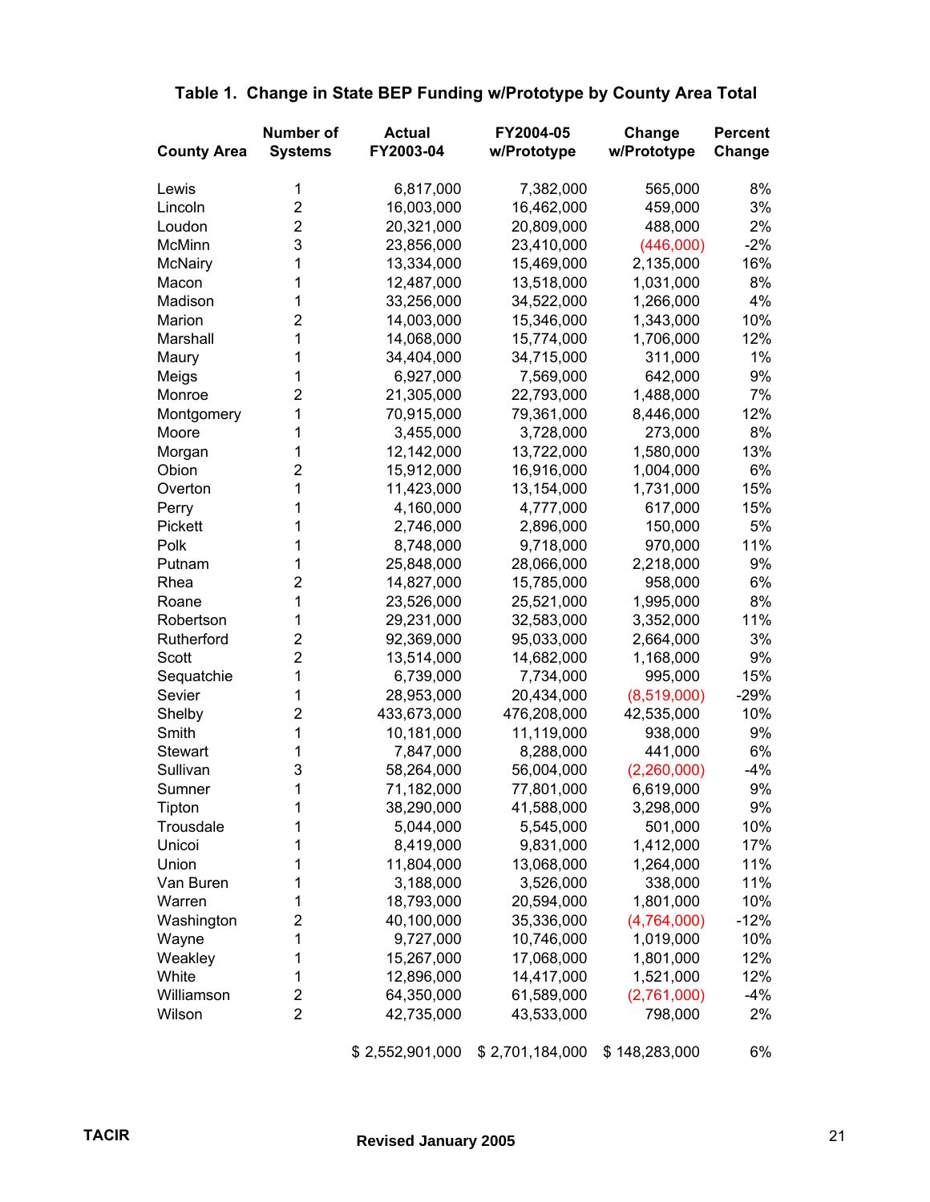**Table 1. Change in State BEP Funding w/Prototype by County Area Total**

| County Area | Number of Systems | Actual FY2003-04 | FY2004-05 w/Prototype | Change w/Prototype | Percent Change |
|---|---|---|---|---|---|
| Lewis | 1 | 6,817,000 | 7,382,000 | 565,000 | 8% |
| Lincoln | 2 | 16,003,000 | 16,462,000 | 459,000 | 3% |
| Loudon | 2 | 20,321,000 | 20,809,000 | 488,000 | 2% |
| McMinn | 3 | 23,856,000 | 23,410,000 | (446,000) | -2% |
| McNairy | 1 | 13,334,000 | 15,469,000 | 2,135,000 | 16% |
| Macon | 1 | 12,487,000 | 13,518,000 | 1,031,000 | 8% |
| Madison | 1 | 33,256,000 | 34,522,000 | 1,266,000 | 4% |
| Marion | 2 | 14,003,000 | 15,346,000 | 1,343,000 | 10% |
| Marshall | 1 | 14,068,000 | 15,774,000 | 1,706,000 | 12% |
| Maury | 1 | 34,404,000 | 34,715,000 | 311,000 | 1% |
| Meigs | 1 | 6,927,000 | 7,569,000 | 642,000 | 9% |
| Monroe | 2 | 21,305,000 | 22,793,000 | 1,488,000 | 7% |
| Montgomery | 1 | 70,915,000 | 79,361,000 | 8,446,000 | 12% |
| Moore | 1 | 3,455,000 | 3,728,000 | 273,000 | 8% |
| Morgan | 1 | 12,142,000 | 13,722,000 | 1,580,000 | 13% |
| Obion | 2 | 15,912,000 | 16,916,000 | 1,004,000 | 6% |
| Overton | 1 | 11,423,000 | 13,154,000 | 1,731,000 | 15% |
| Perry | 1 | 4,160,000 | 4,777,000 | 617,000 | 15% |
| Pickett | 1 | 2,746,000 | 2,896,000 | 150,000 | 5% |
| Polk | 1 | 8,748,000 | 9,718,000 | 970,000 | 11% |
| Putnam | 1 | 25,848,000 | 28,066,000 | 2,218,000 | 9% |
| Rhea | 2 | 14,827,000 | 15,785,000 | 958,000 | 6% |
| Roane | 1 | 23,526,000 | 25,521,000 | 1,995,000 | 8% |
| Robertson | 1 | 29,231,000 | 32,583,000 | 3,352,000 | 11% |
| Rutherford | 2 | 92,369,000 | 95,033,000 | 2,664,000 | 3% |
| Scott | 2 | 13,514,000 | 14,682,000 | 1,168,000 | 9% |
| Sequatchie | 1 | 6,739,000 | 7,734,000 | 995,000 | 15% |
| Sevier | 1 | 28,953,000 | 20,434,000 | (8,519,000) | -29% |
| Shelby | 2 | 433,673,000 | 476,208,000 | 42,535,000 | 10% |
| Smith | 1 | 10,181,000 | 11,119,000 | 938,000 | 9% |
| Stewart | 1 | 7,847,000 | 8,288,000 | 441,000 | 6% |
| Sullivan | 3 | 58,264,000 | 56,004,000 | (2,260,000) | -4% |
| Sumner | 1 | 71,182,000 | 77,801,000 | 6,619,000 | 9% |
| Tipton | 1 | 38,290,000 | 41,588,000 | 3,298,000 | 9% |
| Trousdale | 1 | 5,044,000 | 5,545,000 | 501,000 | 10% |
| Unicoi | 1 | 8,419,000 | 9,831,000 | 1,412,000 | 17% |
| Union | 1 | 11,804,000 | 13,068,000 | 1,264,000 | 11% |
| Van Buren | 1 | 3,188,000 | 3,526,000 | 338,000 | 11% |
| Warren | 1 | 18,793,000 | 20,594,000 | 1,801,000 | 10% |
| Washington | 2 | 40,100,000 | 35,336,000 | (4,764,000) | -12% |
| Wayne | 1 | 9,727,000 | 10,746,000 | 1,019,000 | 10% |
| Weakley | 1 | 15,267,000 | 17,068,000 | 1,801,000 | 12% |
| White | 1 | 12,896,000 | 14,417,000 | 1,521,000 | 12% |
| Williamson | 2 | 64,350,000 | 61,589,000 | (2,761,000) | -4% |
| Wilson | 2 | 42,735,000 | 43,533,000 | 798,000 | 2% |
| | | $ 2,552,901,000 | $ 2,701,184,000 | $ 148,283,000 | 6% |

TACIR

Revised January 2005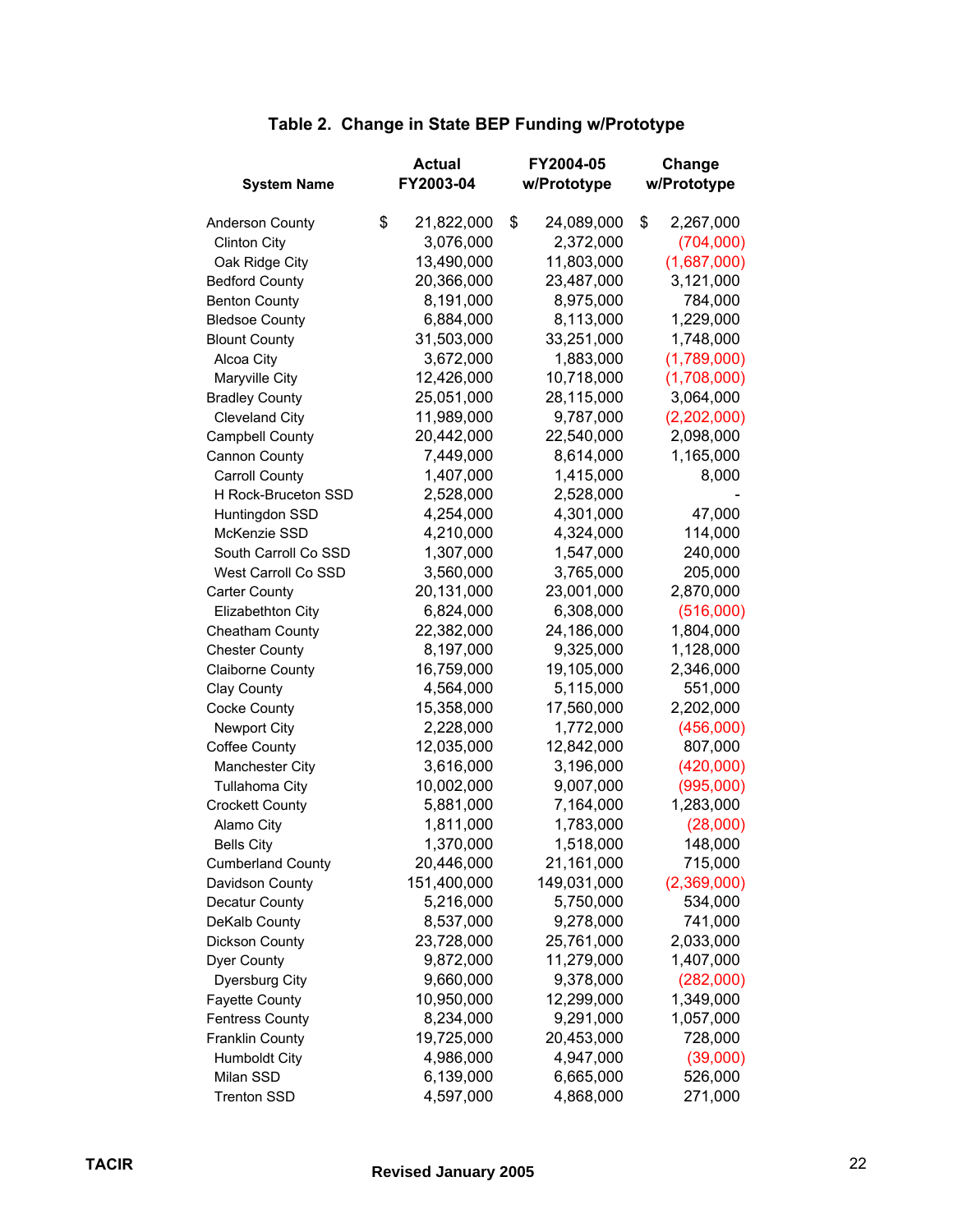### Table 2.  Change in State BEP Funding w/Prototype

| System Name | Actual FY2003-04 | FY2004-05 w/Prototype | Change w/Prototype |
|---|---|---|---|
| Anderson County | $ 21,822,000 | $ 24,089,000 | $ 2,267,000 |
| Clinton City | 3,076,000 | 2,372,000 | (704,000) |
| Oak Ridge City | 13,490,000 | 11,803,000 | (1,687,000) |
| Bedford County | 20,366,000 | 23,487,000 | 3,121,000 |
| Benton County | 8,191,000 | 8,975,000 | 784,000 |
| Bledsoe County | 6,884,000 | 8,113,000 | 1,229,000 |
| Blount County | 31,503,000 | 33,251,000 | 1,748,000 |
| Alcoa City | 3,672,000 | 1,883,000 | (1,789,000) |
| Maryville City | 12,426,000 | 10,718,000 | (1,708,000) |
| Bradley County | 25,051,000 | 28,115,000 | 3,064,000 |
| Cleveland City | 11,989,000 | 9,787,000 | (2,202,000) |
| Campbell County | 20,442,000 | 22,540,000 | 2,098,000 |
| Cannon County | 7,449,000 | 8,614,000 | 1,165,000 |
| Carroll County | 1,407,000 | 1,415,000 | 8,000 |
| H Rock-Bruceton SSD | 2,528,000 | 2,528,000 | - |
| Huntingdon SSD | 4,254,000 | 4,301,000 | 47,000 |
| McKenzie SSD | 4,210,000 | 4,324,000 | 114,000 |
| South Carroll Co SSD | 1,307,000 | 1,547,000 | 240,000 |
| West Carroll Co SSD | 3,560,000 | 3,765,000 | 205,000 |
| Carter County | 20,131,000 | 23,001,000 | 2,870,000 |
| Elizabethton City | 6,824,000 | 6,308,000 | (516,000) |
| Cheatham County | 22,382,000 | 24,186,000 | 1,804,000 |
| Chester County | 8,197,000 | 9,325,000 | 1,128,000 |
| Claiborne County | 16,759,000 | 19,105,000 | 2,346,000 |
| Clay County | 4,564,000 | 5,115,000 | 551,000 |
| Cocke County | 15,358,000 | 17,560,000 | 2,202,000 |
| Newport City | 2,228,000 | 1,772,000 | (456,000) |
| Coffee County | 12,035,000 | 12,842,000 | 807,000 |
| Manchester City | 3,616,000 | 3,196,000 | (420,000) |
| Tullahoma City | 10,002,000 | 9,007,000 | (995,000) |
| Crockett County | 5,881,000 | 7,164,000 | 1,283,000 |
| Alamo City | 1,811,000 | 1,783,000 | (28,000) |
| Bells City | 1,370,000 | 1,518,000 | 148,000 |
| Cumberland County | 20,446,000 | 21,161,000 | 715,000 |
| Davidson County | 151,400,000 | 149,031,000 | (2,369,000) |
| Decatur County | 5,216,000 | 5,750,000 | 534,000 |
| DeKalb County | 8,537,000 | 9,278,000 | 741,000 |
| Dickson County | 23,728,000 | 25,761,000 | 2,033,000 |
| Dyer County | 9,872,000 | 11,279,000 | 1,407,000 |
| Dyersburg City | 9,660,000 | 9,378,000 | (282,000) |
| Fayette County | 10,950,000 | 12,299,000 | 1,349,000 |
| Fentress County | 8,234,000 | 9,291,000 | 1,057,000 |
| Franklin County | 19,725,000 | 20,453,000 | 728,000 |
| Humboldt City | 4,986,000 | 4,947,000 | (39,000) |
| Milan SSD | 6,139,000 | 6,665,000 | 526,000 |
| Trenton SSD | 4,597,000 | 4,868,000 | 271,000 |

Revised January 2005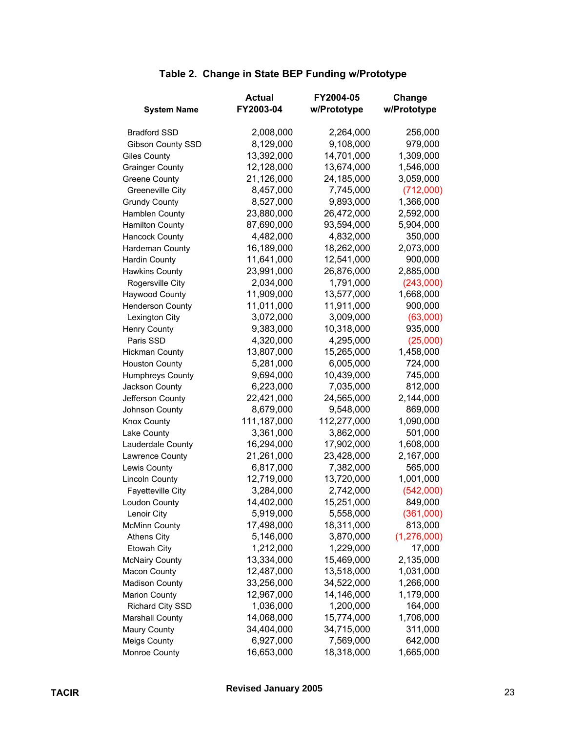### Table 2. Change in State BEP Funding w/Prototype

| System Name | Actual FY2003-04 | FY2004-05 w/Prototype | Change w/Prototype |
|---|---|---|---|
| Bradford SSD | 2,008,000 | 2,264,000 | 256,000 |
| Gibson County SSD | 8,129,000 | 9,108,000 | 979,000 |
| Giles County | 13,392,000 | 14,701,000 | 1,309,000 |
| Grainger County | 12,128,000 | 13,674,000 | 1,546,000 |
| Greene County | 21,126,000 | 24,185,000 | 3,059,000 |
| Greeneville City | 8,457,000 | 7,745,000 | (712,000) |
| Grundy County | 8,527,000 | 9,893,000 | 1,366,000 |
| Hamblen County | 23,880,000 | 26,472,000 | 2,592,000 |
| Hamilton County | 87,690,000 | 93,594,000 | 5,904,000 |
| Hancock County | 4,482,000 | 4,832,000 | 350,000 |
| Hardeman County | 16,189,000 | 18,262,000 | 2,073,000 |
| Hardin County | 11,641,000 | 12,541,000 | 900,000 |
| Hawkins County | 23,991,000 | 26,876,000 | 2,885,000 |
| Rogersville City | 2,034,000 | 1,791,000 | (243,000) |
| Haywood County | 11,909,000 | 13,577,000 | 1,668,000 |
| Henderson County | 11,011,000 | 11,911,000 | 900,000 |
| Lexington City | 3,072,000 | 3,009,000 | (63,000) |
| Henry County | 9,383,000 | 10,318,000 | 935,000 |
| Paris SSD | 4,320,000 | 4,295,000 | (25,000) |
| Hickman County | 13,807,000 | 15,265,000 | 1,458,000 |
| Houston County | 5,281,000 | 6,005,000 | 724,000 |
| Humphreys County | 9,694,000 | 10,439,000 | 745,000 |
| Jackson County | 6,223,000 | 7,035,000 | 812,000 |
| Jefferson County | 22,421,000 | 24,565,000 | 2,144,000 |
| Johnson County | 8,679,000 | 9,548,000 | 869,000 |
| Knox County | 111,187,000 | 112,277,000 | 1,090,000 |
| Lake County | 3,361,000 | 3,862,000 | 501,000 |
| Lauderdale County | 16,294,000 | 17,902,000 | 1,608,000 |
| Lawrence County | 21,261,000 | 23,428,000 | 2,167,000 |
| Lewis County | 6,817,000 | 7,382,000 | 565,000 |
| Lincoln County | 12,719,000 | 13,720,000 | 1,001,000 |
| Fayetteville City | 3,284,000 | 2,742,000 | (542,000) |
| Loudon County | 14,402,000 | 15,251,000 | 849,000 |
| Lenoir City | 5,919,000 | 5,558,000 | (361,000) |
| McMinn County | 17,498,000 | 18,311,000 | 813,000 |
| Athens City | 5,146,000 | 3,870,000 | (1,276,000) |
| Etowah City | 1,212,000 | 1,229,000 | 17,000 |
| McNairy County | 13,334,000 | 15,469,000 | 2,135,000 |
| Macon County | 12,487,000 | 13,518,000 | 1,031,000 |
| Madison County | 33,256,000 | 34,522,000 | 1,266,000 |
| Marion County | 12,967,000 | 14,146,000 | 1,179,000 |
| Richard City SSD | 1,036,000 | 1,200,000 | 164,000 |
| Marshall County | 14,068,000 | 15,774,000 | 1,706,000 |
| Maury County | 34,404,000 | 34,715,000 | 311,000 |
| Meigs County | 6,927,000 | 7,569,000 | 642,000 |
| Monroe County | 16,653,000 | 18,318,000 | 1,665,000 |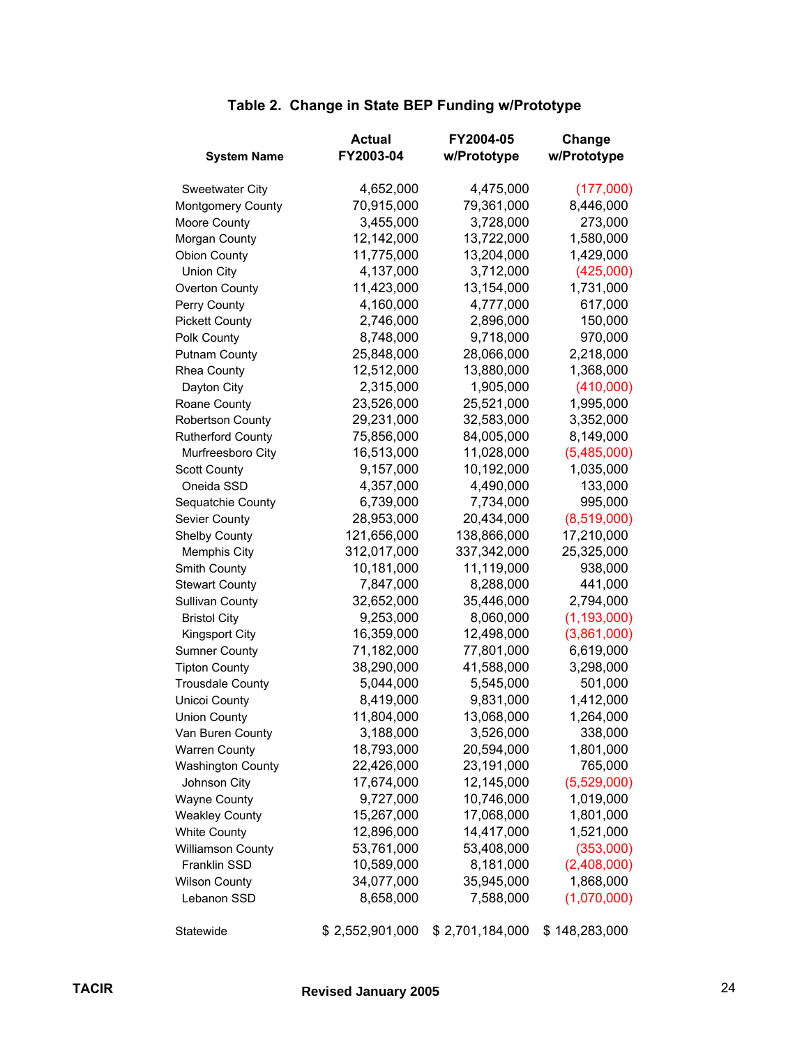## Table 2. Change in State BEP Funding w/Prototype

| System Name | Actual FY2003-04 | FY2004-05 w/Prototype | Change w/Prototype |
|---|---|---|---|
| Sweetwater City | 4,652,000 | 4,475,000 | (177,000) |
| Montgomery County | 70,915,000 | 79,361,000 | 8,446,000 |
| Moore County | 3,455,000 | 3,728,000 | 273,000 |
| Morgan County | 12,142,000 | 13,722,000 | 1,580,000 |
| Obion County | 11,775,000 | 13,204,000 | 1,429,000 |
| Union City | 4,137,000 | 3,712,000 | (425,000) |
| Overton County | 11,423,000 | 13,154,000 | 1,731,000 |
| Perry County | 4,160,000 | 4,777,000 | 617,000 |
| Pickett County | 2,746,000 | 2,896,000 | 150,000 |
| Polk County | 8,748,000 | 9,718,000 | 970,000 |
| Putnam County | 25,848,000 | 28,066,000 | 2,218,000 |
| Rhea County | 12,512,000 | 13,880,000 | 1,368,000 |
| Dayton City | 2,315,000 | 1,905,000 | (410,000) |
| Roane County | 23,526,000 | 25,521,000 | 1,995,000 |
| Robertson County | 29,231,000 | 32,583,000 | 3,352,000 |
| Rutherford County | 75,856,000 | 84,005,000 | 8,149,000 |
| Murfreesboro City | 16,513,000 | 11,028,000 | (5,485,000) |
| Scott County | 9,157,000 | 10,192,000 | 1,035,000 |
| Oneida SSD | 4,357,000 | 4,490,000 | 133,000 |
| Sequatchie County | 6,739,000 | 7,734,000 | 995,000 |
| Sevier County | 28,953,000 | 20,434,000 | (8,519,000) |
| Shelby County | 121,656,000 | 138,866,000 | 17,210,000 |
| Memphis City | 312,017,000 | 337,342,000 | 25,325,000 |
| Smith County | 10,181,000 | 11,119,000 | 938,000 |
| Stewart County | 7,847,000 | 8,288,000 | 441,000 |
| Sullivan County | 32,652,000 | 35,446,000 | 2,794,000 |
| Bristol City | 9,253,000 | 8,060,000 | (1,193,000) |
| Kingsport City | 16,359,000 | 12,498,000 | (3,861,000) |
| Sumner County | 71,182,000 | 77,801,000 | 6,619,000 |
| Tipton County | 38,290,000 | 41,588,000 | 3,298,000 |
| Trousdale County | 5,044,000 | 5,545,000 | 501,000 |
| Unicoi County | 8,419,000 | 9,831,000 | 1,412,000 |
| Union County | 11,804,000 | 13,068,000 | 1,264,000 |
| Van Buren County | 3,188,000 | 3,526,000 | 338,000 |
| Warren County | 18,793,000 | 20,594,000 | 1,801,000 |
| Washington County | 22,426,000 | 23,191,000 | 765,000 |
| Johnson City | 17,674,000 | 12,145,000 | (5,529,000) |
| Wayne County | 9,727,000 | 10,746,000 | 1,019,000 |
| Weakley County | 15,267,000 | 17,068,000 | 1,801,000 |
| White County | 12,896,000 | 14,417,000 | 1,521,000 |
| Williamson County | 53,761,000 | 53,408,000 | (353,000) |
| Franklin SSD | 10,589,000 | 8,181,000 | (2,408,000) |
| Wilson County | 34,077,000 | 35,945,000 | 1,868,000 |
| Lebanon SSD | 8,658,000 | 7,588,000 | (1,070,000) |
| Statewide | $ 2,552,901,000 | $ 2,701,184,000 | $ 148,283,000 |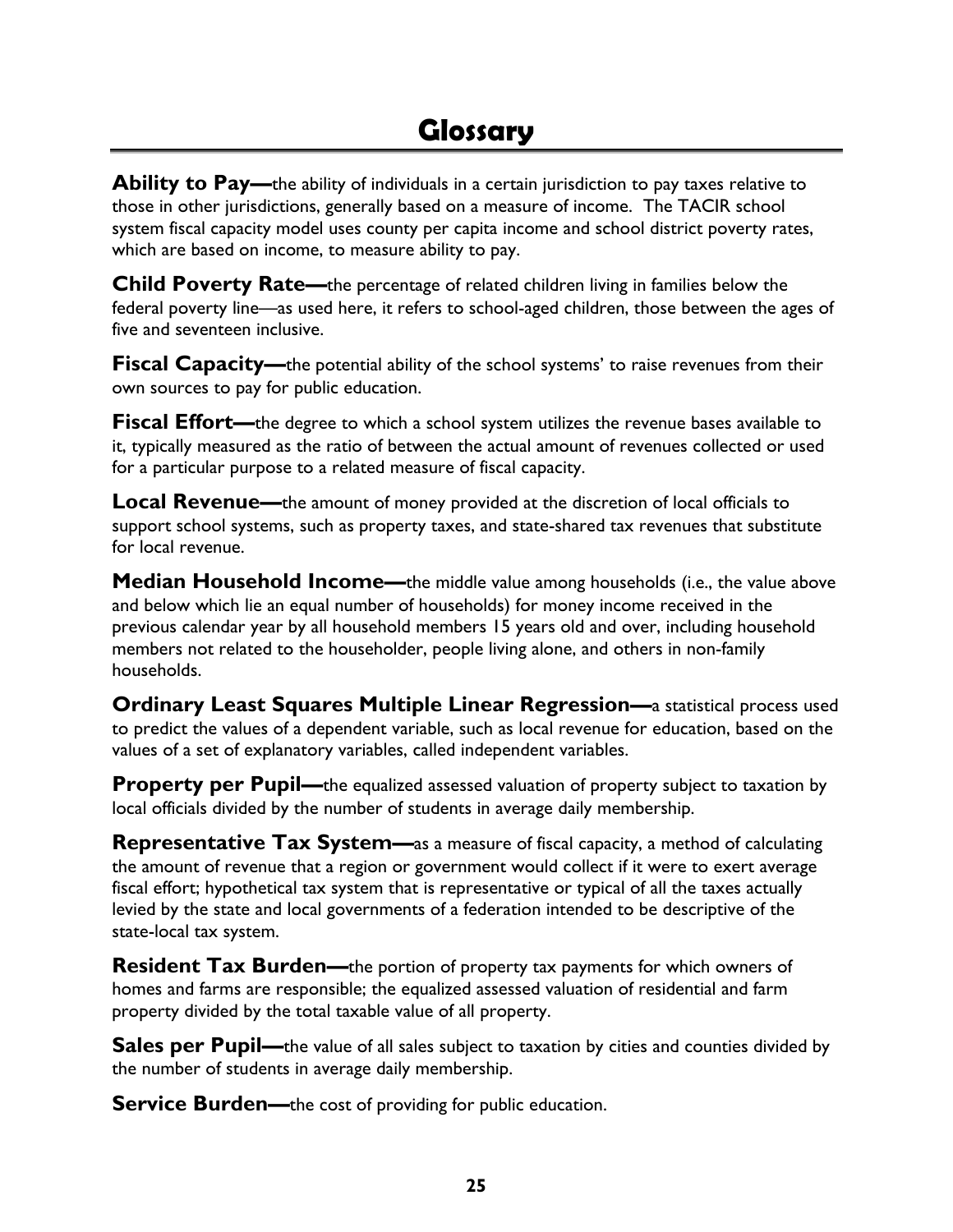# Glossary

**Ability to Pay—**the ability of individuals in a certain jurisdiction to pay taxes relative to those in other jurisdictions, generally based on a measure of income. The TACIR school system fiscal capacity model uses county per capita income and school district poverty rates, which are based on income, to measure ability to pay.

**Child Poverty Rate—**the percentage of related children living in families below the federal poverty line—as used here, it refers to school-aged children, those between the ages of five and seventeen inclusive.

**Fiscal Capacity—**the potential ability of the school systems' to raise revenues from their own sources to pay for public education.

**Fiscal Effort—**the degree to which a school system utilizes the revenue bases available to it, typically measured as the ratio of between the actual amount of revenues collected or used for a particular purpose to a related measure of fiscal capacity.

**Local Revenue—**the amount of money provided at the discretion of local officials to support school systems, such as property taxes, and state-shared tax revenues that substitute for local revenue.

**Median Household Income—**the middle value among households (i.e., the value above and below which lie an equal number of households) for money income received in the previous calendar year by all household members 15 years old and over, including household members not related to the householder, people living alone, and others in non-family households.

**Ordinary Least Squares Multiple Linear Regression—**a statistical process used to predict the values of a dependent variable, such as local revenue for education, based on the values of a set of explanatory variables, called independent variables.

**Property per Pupil—**the equalized assessed valuation of property subject to taxation by local officials divided by the number of students in average daily membership.

**Representative Tax System—**as a measure of fiscal capacity, a method of calculating the amount of revenue that a region or government would collect if it were to exert average fiscal effort; hypothetical tax system that is representative or typical of all the taxes actually levied by the state and local governments of a federation intended to be descriptive of the state-local tax system.

**Resident Tax Burden—**the portion of property tax payments for which owners of homes and farms are responsible; the equalized assessed valuation of residential and farm property divided by the total taxable value of all property.

**Sales per Pupil—**the value of all sales subject to taxation by cities and counties divided by the number of students in average daily membership.

**Service Burden—**the cost of providing for public education.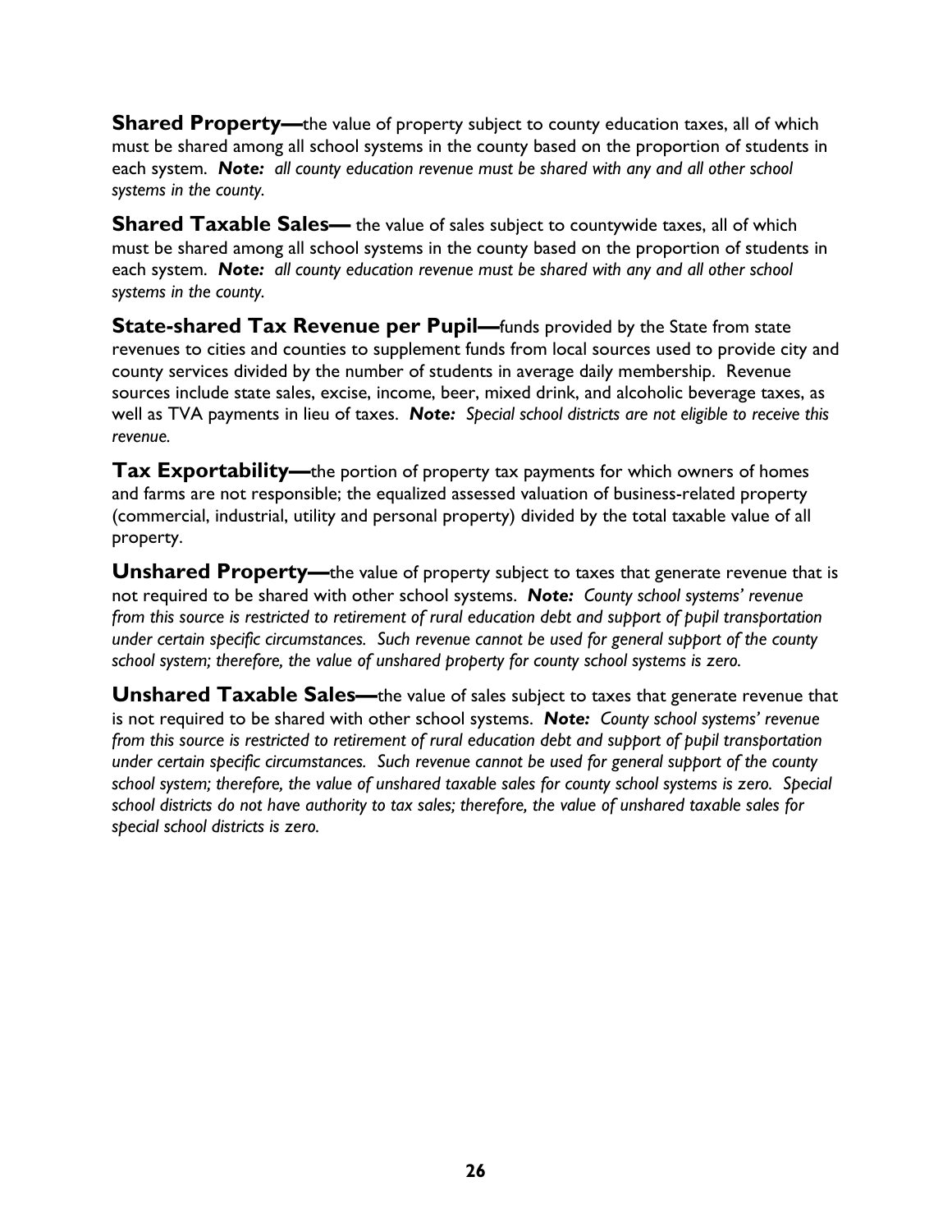**Shared Property—**the value of property subject to county education taxes, all of which must be shared among all school systems in the county based on the proportion of students in each system. ***Note:*** *all county education revenue must be shared with any and all other school systems in the county.*

**Shared Taxable Sales—** the value of sales subject to countywide taxes, all of which must be shared among all school systems in the county based on the proportion of students in each system. ***Note:*** *all county education revenue must be shared with any and all other school systems in the county.*

**State-shared Tax Revenue per Pupil—**funds provided by the State from state revenues to cities and counties to supplement funds from local sources used to provide city and county services divided by the number of students in average daily membership. Revenue sources include state sales, excise, income, beer, mixed drink, and alcoholic beverage taxes, as well as TVA payments in lieu of taxes. ***Note:*** *Special school districts are not eligible to receive this revenue.*

**Tax Exportability—**the portion of property tax payments for which owners of homes and farms are not responsible; the equalized assessed valuation of business-related property (commercial, industrial, utility and personal property) divided by the total taxable value of all property.

**Unshared Property—**the value of property subject to taxes that generate revenue that is not required to be shared with other school systems. ***Note:*** *County school systems' revenue from this source is restricted to retirement of rural education debt and support of pupil transportation under certain specific circumstances. Such revenue cannot be used for general support of the county school system; therefore, the value of unshared property for county school systems is zero.*

**Unshared Taxable Sales—**the value of sales subject to taxes that generate revenue that is not required to be shared with other school systems. ***Note:*** *County school systems' revenue from this source is restricted to retirement of rural education debt and support of pupil transportation under certain specific circumstances. Such revenue cannot be used for general support of the county school system; therefore, the value of unshared taxable sales for county school systems is zero. Special school districts do not have authority to tax sales; therefore, the value of unshared taxable sales for special school districts is zero.*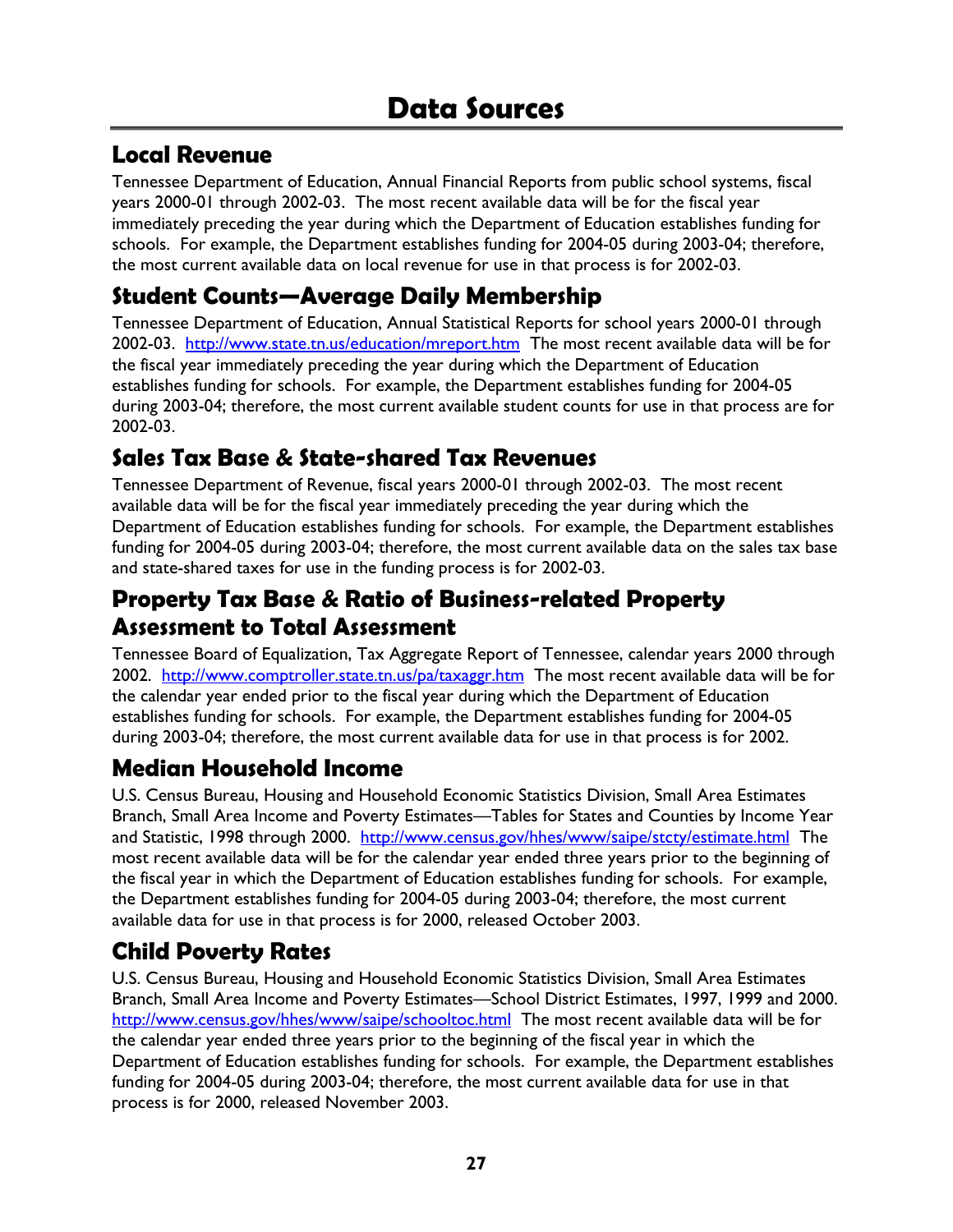# Data Sources

## Local Revenue

Tennessee Department of Education, Annual Financial Reports from public school systems, fiscal years 2000-01 through 2002-03. The most recent available data will be for the fiscal year immediately preceding the year during which the Department of Education establishes funding for schools. For example, the Department establishes funding for 2004-05 during 2003-04; therefore, the most current available data on local revenue for use in that process is for 2002-03.

## Student Counts—Average Daily Membership

Tennessee Department of Education, Annual Statistical Reports for school years 2000-01 through 2002-03. http://www.state.tn.us/education/mreport.htm The most recent available data will be for the fiscal year immediately preceding the year during which the Department of Education establishes funding for schools. For example, the Department establishes funding for 2004-05 during 2003-04; therefore, the most current available student counts for use in that process are for 2002-03.

## Sales Tax Base & State-shared Tax Revenues

Tennessee Department of Revenue, fiscal years 2000-01 through 2002-03. The most recent available data will be for the fiscal year immediately preceding the year during which the Department of Education establishes funding for schools. For example, the Department establishes funding for 2004-05 during 2003-04; therefore, the most current available data on the sales tax base and state-shared taxes for use in the funding process is for 2002-03.

## Property Tax Base & Ratio of Business-related Property Assessment to Total Assessment

Tennessee Board of Equalization, Tax Aggregate Report of Tennessee, calendar years 2000 through 2002. http://www.comptroller.state.tn.us/pa/taxaggr.htm The most recent available data will be for the calendar year ended prior to the fiscal year during which the Department of Education establishes funding for schools. For example, the Department establishes funding for 2004-05 during 2003-04; therefore, the most current available data for use in that process is for 2002.

## Median Household Income

U.S. Census Bureau, Housing and Household Economic Statistics Division, Small Area Estimates Branch, Small Area Income and Poverty Estimates—Tables for States and Counties by Income Year and Statistic, 1998 through 2000. http://www.census.gov/hhes/www/saipe/stcty/estimate.html The most recent available data will be for the calendar year ended three years prior to the beginning of the fiscal year in which the Department of Education establishes funding for schools. For example, the Department establishes funding for 2004-05 during 2003-04; therefore, the most current available data for use in that process is for 2000, released October 2003.

## Child Poverty Rates

U.S. Census Bureau, Housing and Household Economic Statistics Division, Small Area Estimates Branch, Small Area Income and Poverty Estimates—School District Estimates, 1997, 1999 and 2000. http://www.census.gov/hhes/www/saipe/schooltoc.html The most recent available data will be for the calendar year ended three years prior to the beginning of the fiscal year in which the Department of Education establishes funding for schools. For example, the Department establishes funding for 2004-05 during 2003-04; therefore, the most current available data for use in that process is for 2000, released November 2003.